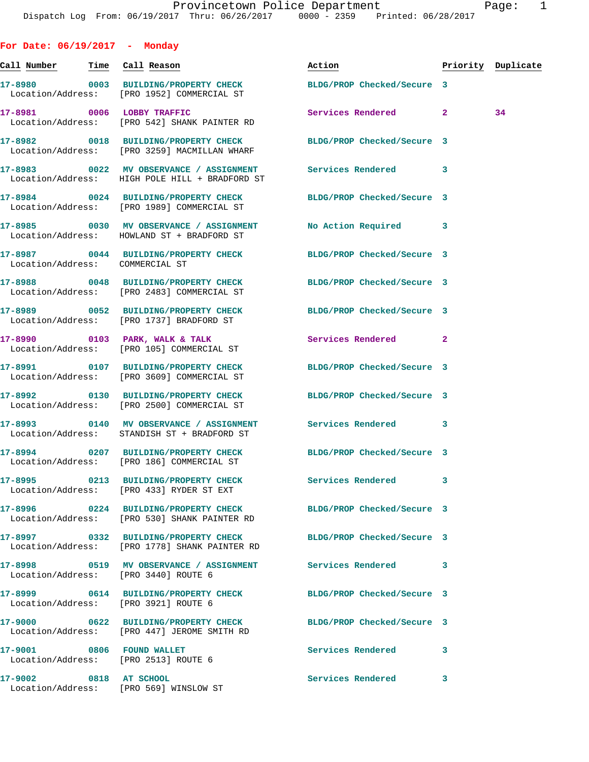Provincetown Police Department

Dispatch Log From: 06/19/2017 Thru: 06/26/2017 0000 - 2359 Printed: 06/28/2017

## For Date: 06/19/2017 - Monday

| Call Number | Time | Call Reason | Action | Priority | Duplicate |
|---|---|---|---|---|---|
| 17-8980 | 0003 | BUILDING/PROPERTY CHECK | BLDG/PROP Checked/Secure | 3 | |
| Location/Address: | | [PRO 1952] COMMERCIAL ST | | | |
| 17-8981 | 0006 | LOBBY TRAFFIC | Services Rendered | 2 | 34 |
| Location/Address: | | [PRO 542] SHANK PAINTER RD | | | |
| 17-8982 | 0018 | BUILDING/PROPERTY CHECK | BLDG/PROP Checked/Secure | 3 | |
| Location/Address: | | [PRO 3259] MACMILLAN WHARF | | | |
| 17-8983 | 0022 | MV OBSERVANCE / ASSIGNMENT | Services Rendered | 3 | |
| Location/Address: | | HIGH POLE HILL + BRADFORD ST | | | |
| 17-8984 | 0024 | BUILDING/PROPERTY CHECK | BLDG/PROP Checked/Secure | 3 | |
| Location/Address: | | [PRO 1989] COMMERCIAL ST | | | |
| 17-8985 | 0030 | MV OBSERVANCE / ASSIGNMENT | No Action Required | 3 | |
| Location/Address: | | HOWLAND ST + BRADFORD ST | | | |
| 17-8987 | 0044 | BUILDING/PROPERTY CHECK | BLDG/PROP Checked/Secure | 3 | |
| Location/Address: | | COMMERCIAL ST | | | |
| 17-8988 | 0048 | BUILDING/PROPERTY CHECK | BLDG/PROP Checked/Secure | 3 | |
| Location/Address: | | [PRO 2483] COMMERCIAL ST | | | |
| 17-8989 | 0052 | BUILDING/PROPERTY CHECK | BLDG/PROP Checked/Secure | 3 | |
| Location/Address: | | [PRO 1737] BRADFORD ST | | | |
| 17-8990 | 0103 | PARK, WALK & TALK | Services Rendered | 2 | |
| Location/Address: | | [PRO 105] COMMERCIAL ST | | | |
| 17-8991 | 0107 | BUILDING/PROPERTY CHECK | BLDG/PROP Checked/Secure | 3 | |
| Location/Address: | | [PRO 3609] COMMERCIAL ST | | | |
| 17-8992 | 0130 | BUILDING/PROPERTY CHECK | BLDG/PROP Checked/Secure | 3 | |
| Location/Address: | | [PRO 2500] COMMERCIAL ST | | | |
| 17-8993 | 0140 | MV OBSERVANCE / ASSIGNMENT | Services Rendered | 3 | |
| Location/Address: | | STANDISH ST + BRADFORD ST | | | |
| 17-8994 | 0207 | BUILDING/PROPERTY CHECK | BLDG/PROP Checked/Secure | 3 | |
| Location/Address: | | [PRO 186] COMMERCIAL ST | | | |
| 17-8995 | 0213 | BUILDING/PROPERTY CHECK | Services Rendered | 3 | |
| Location/Address: | | [PRO 433] RYDER ST EXT | | | |
| 17-8996 | 0224 | BUILDING/PROPERTY CHECK | BLDG/PROP Checked/Secure | 3 | |
| Location/Address: | | [PRO 530] SHANK PAINTER RD | | | |
| 17-8997 | 0332 | BUILDING/PROPERTY CHECK | BLDG/PROP Checked/Secure | 3 | |
| Location/Address: | | [PRO 1778] SHANK PAINTER RD | | | |
| 17-8998 | 0519 | MV OBSERVANCE / ASSIGNMENT | Services Rendered | 3 | |
| Location/Address: | | [PRO 3440] ROUTE 6 | | | |
| 17-8999 | 0614 | BUILDING/PROPERTY CHECK | BLDG/PROP Checked/Secure | 3 | |
| Location/Address: | | [PRO 3921] ROUTE 6 | | | |
| 17-9000 | 0622 | BUILDING/PROPERTY CHECK | BLDG/PROP Checked/Secure | 3 | |
| Location/Address: | | [PRO 447] JEROME SMITH RD | | | |
| 17-9001 | 0806 | FOUND WALLET | Services Rendered | 3 | |
| Location/Address: | | [PRO 2513] ROUTE 6 | | | |
| 17-9002 | 0818 | AT SCHOOL | Services Rendered | 3 | |
| Location/Address: | | [PRO 569] WINSLOW ST | | | |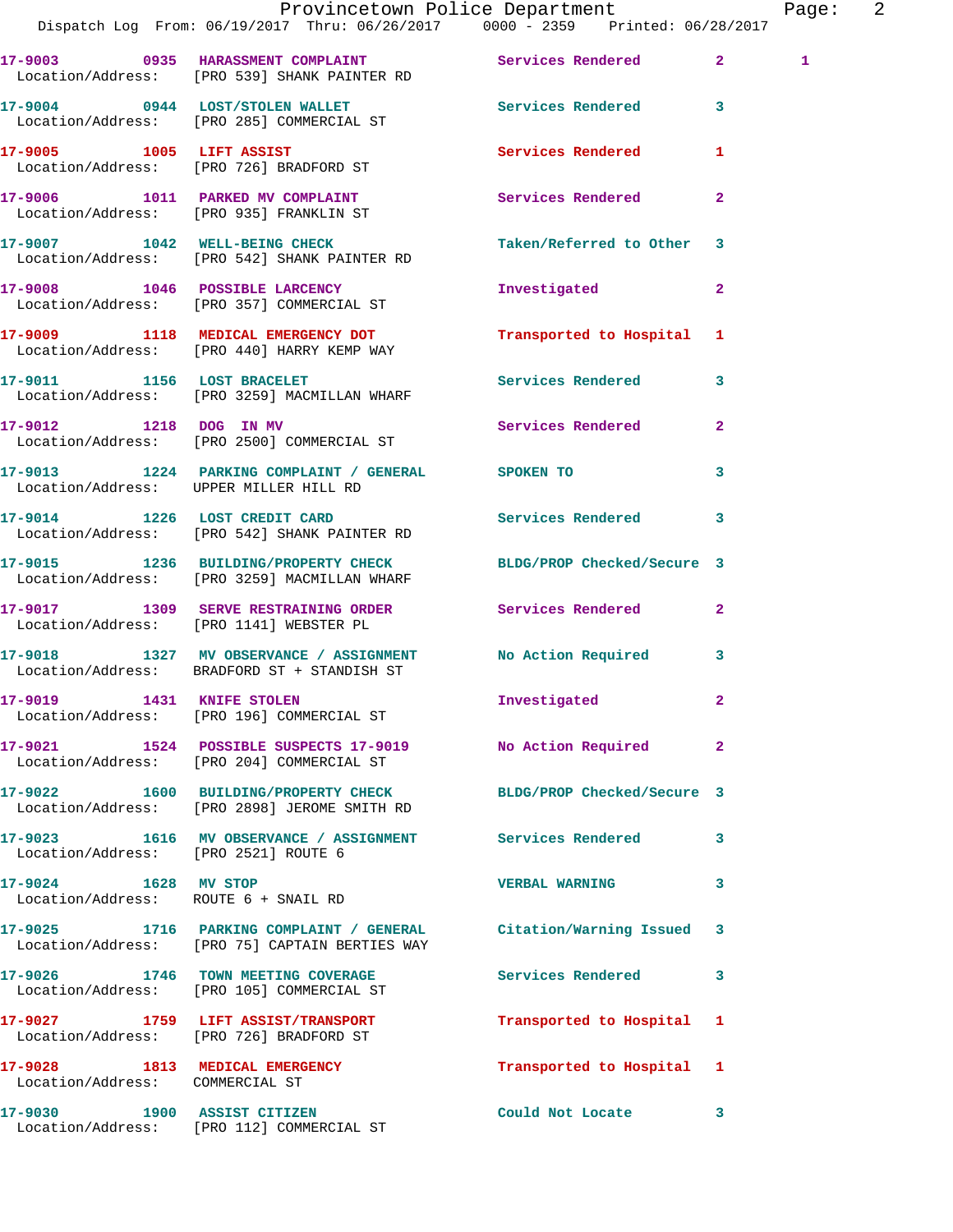| Call # | Time | Call Reason | Action | Priority | |
|---|---|---|---|---|---|
| 17-9003 | 0935 | HARASSMENT COMPLAINT | Services Rendered | 2 | 1 |
| Location/Address: | | [PRO 539] SHANK PAINTER RD | | | |
| 17-9004 | 0944 | LOST/STOLEN WALLET | Services Rendered | 3 | |
| Location/Address: | | [PRO 285] COMMERCIAL ST | | | |
| 17-9005 | 1005 | LIFT ASSIST | Services Rendered | 1 | |
| Location/Address: | | [PRO 726] BRADFORD ST | | | |
| 17-9006 | 1011 | PARKED MV COMPLAINT | Services Rendered | 2 | |
| Location/Address: | | [PRO 935] FRANKLIN ST | | | |
| 17-9007 | 1042 | WELL-BEING CHECK | Taken/Referred to Other | 3 | |
| Location/Address: | | [PRO 542] SHANK PAINTER RD | | | |
| 17-9008 | 1046 | POSSIBLE LARCENCY | Investigated | 2 | |
| Location/Address: | | [PRO 357] COMMERCIAL ST | | | |
| 17-9009 | 1118 | MEDICAL EMERGENCY DOT | Transported to Hospital | 1 | |
| Location/Address: | | [PRO 440] HARRY KEMP WAY | | | |
| 17-9011 | 1156 | LOST BRACELET | Services Rendered | 3 | |
| Location/Address: | | [PRO 3259] MACMILLAN WHARF | | | |
| 17-9012 | 1218 | DOG IN MV | Services Rendered | 2 | |
| Location/Address: | | [PRO 2500] COMMERCIAL ST | | | |
| 17-9013 | 1224 | PARKING COMPLAINT / GENERAL | SPOKEN TO | 3 | |
| Location/Address: | | UPPER MILLER HILL RD | | | |
| 17-9014 | 1226 | LOST CREDIT CARD | Services Rendered | 3 | |
| Location/Address: | | [PRO 542] SHANK PAINTER RD | | | |
| 17-9015 | 1236 | BUILDING/PROPERTY CHECK | BLDG/PROP Checked/Secure | 3 | |
| Location/Address: | | [PRO 3259] MACMILLAN WHARF | | | |
| 17-9017 | 1309 | SERVE RESTRAINING ORDER | Services Rendered | 2 | |
| Location/Address: | | [PRO 1141] WEBSTER PL | | | |
| 17-9018 | 1327 | MV OBSERVANCE / ASSIGNMENT | No Action Required | 3 | |
| Location/Address: | | BRADFORD ST + STANDISH ST | | | |
| 17-9019 | 1431 | KNIFE STOLEN | Investigated | 2 | |
| Location/Address: | | [PRO 196] COMMERCIAL ST | | | |
| 17-9021 | 1524 | POSSIBLE SUSPECTS 17-9019 | No Action Required | 2 | |
| Location/Address: | | [PRO 204] COMMERCIAL ST | | | |
| 17-9022 | 1600 | BUILDING/PROPERTY CHECK | BLDG/PROP Checked/Secure | 3 | |
| Location/Address: | | [PRO 2898] JEROME SMITH RD | | | |
| 17-9023 | 1616 | MV OBSERVANCE / ASSIGNMENT | Services Rendered | 3 | |
| Location/Address: | | [PRO 2521] ROUTE 6 | | | |
| 17-9024 | 1628 | MV STOP | VERBAL WARNING | 3 | |
| Location/Address: | | ROUTE 6 + SNAIL RD | | | |
| 17-9025 | 1716 | PARKING COMPLAINT / GENERAL | Citation/Warning Issued | 3 | |
| Location/Address: | | [PRO 75] CAPTAIN BERTIES WAY | | | |
| 17-9026 | 1746 | TOWN MEETING COVERAGE | Services Rendered | 3 | |
| Location/Address: | | [PRO 105] COMMERCIAL ST | | | |
| 17-9027 | 1759 | LIFT ASSIST/TRANSPORT | Transported to Hospital | 1 | |
| Location/Address: | | [PRO 726] BRADFORD ST | | | |
| 17-9028 | 1813 | MEDICAL EMERGENCY | Transported to Hospital | 1 | |
| Location/Address: | | COMMERCIAL ST | | | |
| 17-9030 | 1900 | ASSIST CITIZEN | Could Not Locate | 3 | |
| Location/Address: | | [PRO 112] COMMERCIAL ST | | | |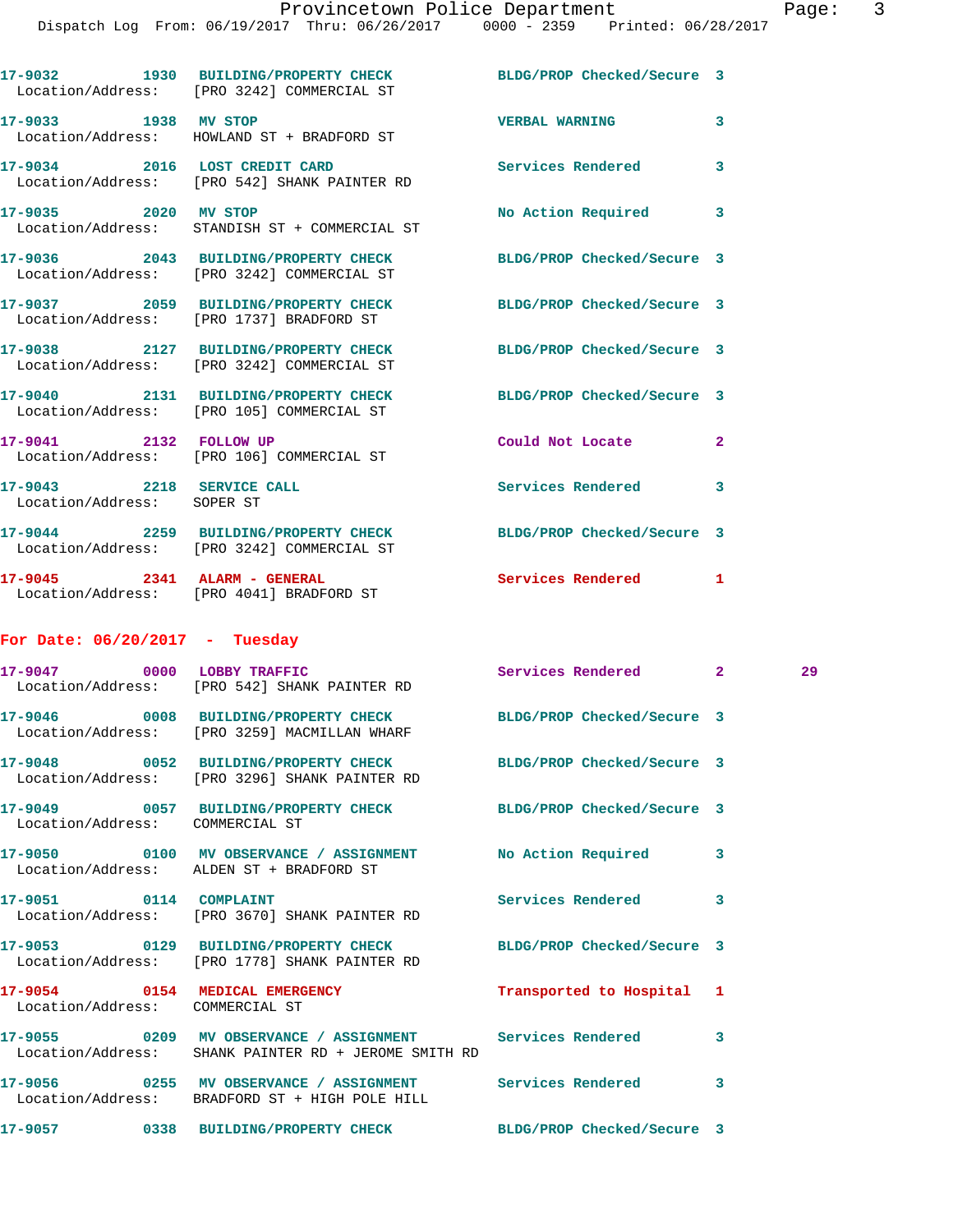17-9032 1930 BUILDING/PROPERTY CHECK BLDG/PROP Checked/Secure 3
Location/Address: [PRO 3242] COMMERCIAL ST

17-9033 1938 MV STOP VERBAL WARNING 3
Location/Address: HOWLAND ST + BRADFORD ST

17-9034 2016 LOST CREDIT CARD Services Rendered 3
Location/Address: [PRO 542] SHANK PAINTER RD

17-9035 2020 MV STOP No Action Required 3
Location/Address: STANDISH ST + COMMERCIAL ST

17-9036 2043 BUILDING/PROPERTY CHECK BLDG/PROP Checked/Secure 3
Location/Address: [PRO 3242] COMMERCIAL ST

17-9037 2059 BUILDING/PROPERTY CHECK BLDG/PROP Checked/Secure 3
Location/Address: [PRO 1737] BRADFORD ST

17-9038 2127 BUILDING/PROPERTY CHECK BLDG/PROP Checked/Secure 3
Location/Address: [PRO 3242] COMMERCIAL ST

17-9040 2131 BUILDING/PROPERTY CHECK BLDG/PROP Checked/Secure 3
Location/Address: [PRO 105] COMMERCIAL ST

17-9041 2132 FOLLOW UP Could Not Locate 2
Location/Address: [PRO 106] COMMERCIAL ST

17-9043 2218 SERVICE CALL Services Rendered 3
Location/Address: SOPER ST

17-9044 2259 BUILDING/PROPERTY CHECK BLDG/PROP Checked/Secure 3
Location/Address: [PRO 3242] COMMERCIAL ST

17-9045 2341 ALARM - GENERAL Services Rendered 1
Location/Address: [PRO 4041] BRADFORD ST

## For Date: 06/20/2017 - Tuesday

17-9047 0000 LOBBY TRAFFIC Services Rendered 2 29
Location/Address: [PRO 542] SHANK PAINTER RD

17-9046 0008 BUILDING/PROPERTY CHECK BLDG/PROP Checked/Secure 3
Location/Address: [PRO 3259] MACMILLAN WHARF

17-9048 0052 BUILDING/PROPERTY CHECK BLDG/PROP Checked/Secure 3
Location/Address: [PRO 3296] SHANK PAINTER RD

17-9049 0057 BUILDING/PROPERTY CHECK BLDG/PROP Checked/Secure 3
Location/Address: COMMERCIAL ST

17-9050 0100 MV OBSERVANCE / ASSIGNMENT No Action Required 3
Location/Address: ALDEN ST + BRADFORD ST

17-9051 0114 COMPLAINT Services Rendered 3
Location/Address: [PRO 3670] SHANK PAINTER RD

17-9053 0129 BUILDING/PROPERTY CHECK BLDG/PROP Checked/Secure 3
Location/Address: [PRO 1778] SHANK PAINTER RD

17-9054 0154 MEDICAL EMERGENCY Transported to Hospital 1
Location/Address: COMMERCIAL ST

17-9055 0209 MV OBSERVANCE / ASSIGNMENT Services Rendered 3
Location/Address: SHANK PAINTER RD + JEROME SMITH RD

17-9056 0255 MV OBSERVANCE / ASSIGNMENT Services Rendered 3
Location/Address: BRADFORD ST + HIGH POLE HILL

17-9057 0338 BUILDING/PROPERTY CHECK BLDG/PROP Checked/Secure 3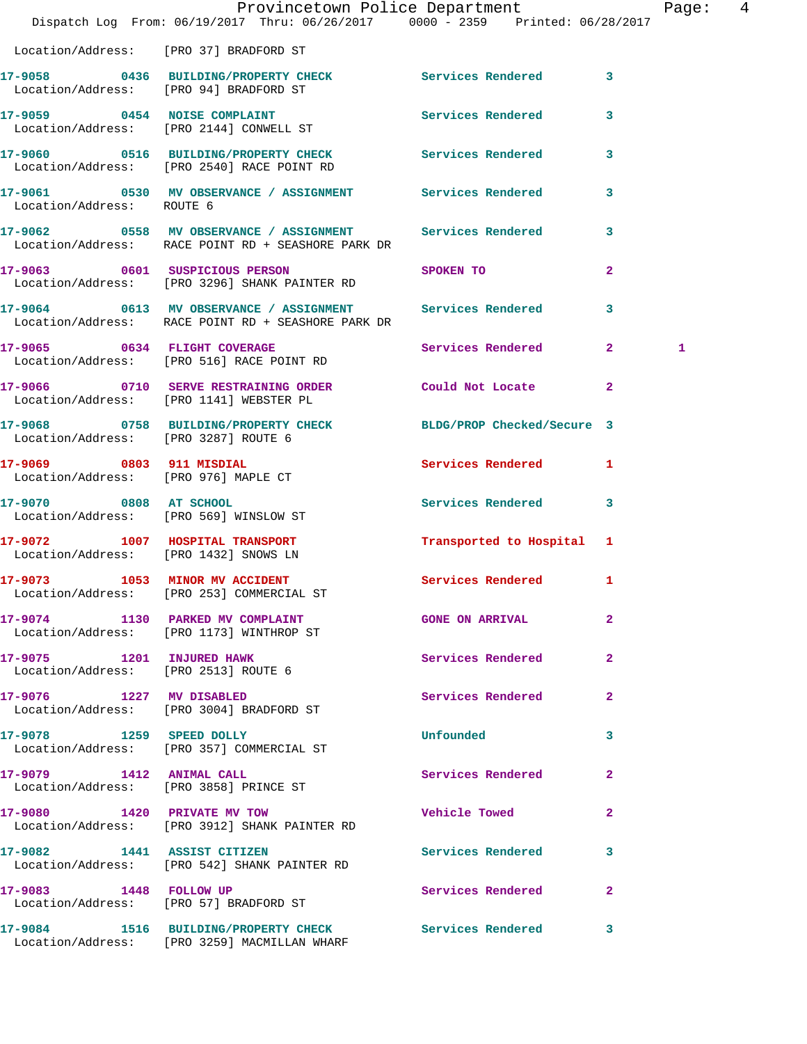Location/Address: [PRO 37] BRADFORD ST

17-9058 0436 BUILDING/PROPERTY CHECK Services Rendered 3
Location/Address: [PRO 94] BRADFORD ST

17-9059 0454 NOISE COMPLAINT Services Rendered 3
Location/Address: [PRO 2144] CONWELL ST

17-9060 0516 BUILDING/PROPERTY CHECK Services Rendered 3
Location/Address: [PRO 2540] RACE POINT RD

17-9061 0530 MV OBSERVANCE / ASSIGNMENT Services Rendered 3
Location/Address: ROUTE 6

17-9062 0558 MV OBSERVANCE / ASSIGNMENT Services Rendered 3
Location/Address: RACE POINT RD + SEASHORE PARK DR

17-9063 0601 SUSPICIOUS PERSON SPOKEN TO 2
Location/Address: [PRO 3296] SHANK PAINTER RD

17-9064 0613 MV OBSERVANCE / ASSIGNMENT Services Rendered 3
Location/Address: RACE POINT RD + SEASHORE PARK DR

17-9065 0634 FLIGHT COVERAGE Services Rendered 2 1
Location/Address: [PRO 516] RACE POINT RD

17-9066 0710 SERVE RESTRAINING ORDER Could Not Locate 2
Location/Address: [PRO 1141] WEBSTER PL

17-9068 0758 BUILDING/PROPERTY CHECK BLDG/PROP Checked/Secure 3
Location/Address: [PRO 3287] ROUTE 6

17-9069 0803 911 MISDIAL Services Rendered 1
Location/Address: [PRO 976] MAPLE CT

17-9070 0808 AT SCHOOL Services Rendered 3
Location/Address: [PRO 569] WINSLOW ST

17-9072 1007 HOSPITAL TRANSPORT Transported to Hospital 1
Location/Address: [PRO 1432] SNOWS LN

17-9073 1053 MINOR MV ACCIDENT Services Rendered 1
Location/Address: [PRO 253] COMMERCIAL ST

17-9074 1130 PARKED MV COMPLAINT GONE ON ARRIVAL 2
Location/Address: [PRO 1173] WINTHROP ST

17-9075 1201 INJURED HAWK Services Rendered 2
Location/Address: [PRO 2513] ROUTE 6

17-9076 1227 MV DISABLED Services Rendered 2
Location/Address: [PRO 3004] BRADFORD ST

17-9078 1259 SPEED DOLLY Unfounded 3
Location/Address: [PRO 357] COMMERCIAL ST

17-9079 1412 ANIMAL CALL Services Rendered 2
Location/Address: [PRO 3858] PRINCE ST

17-9080 1420 PRIVATE MV TOW Vehicle Towed 2
Location/Address: [PRO 3912] SHANK PAINTER RD

17-9082 1441 ASSIST CITIZEN Services Rendered 3
Location/Address: [PRO 542] SHANK PAINTER RD

17-9083 1448 FOLLOW UP Services Rendered 2
Location/Address: [PRO 57] BRADFORD ST

17-9084 1516 BUILDING/PROPERTY CHECK Services Rendered 3
Location/Address: [PRO 3259] MACMILLAN WHARF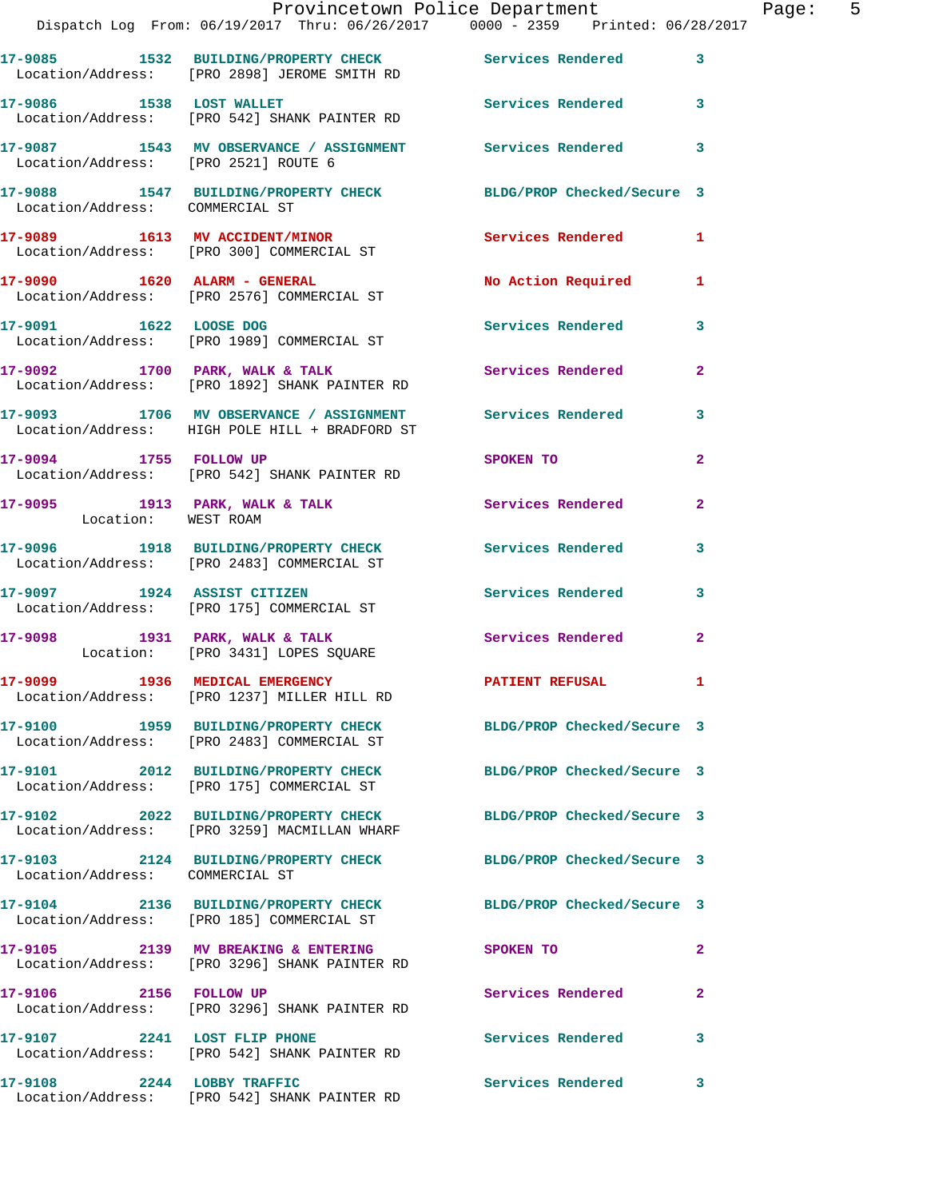17-9085 1532 BUILDING/PROPERTY CHECK Services Rendered 3
Location/Address: [PRO 2898] JEROME SMITH RD

17-9086 1538 LOST WALLET Services Rendered 3
Location/Address: [PRO 542] SHANK PAINTER RD

17-9087 1543 MV OBSERVANCE / ASSIGNMENT Services Rendered 3
Location/Address: [PRO 2521] ROUTE 6

17-9088 1547 BUILDING/PROPERTY CHECK BLDG/PROP Checked/Secure 3
Location/Address: COMMERCIAL ST

17-9089 1613 MV ACCIDENT/MINOR Services Rendered 1
Location/Address: [PRO 300] COMMERCIAL ST

17-9090 1620 ALARM - GENERAL No Action Required 1
Location/Address: [PRO 2576] COMMERCIAL ST

17-9091 1622 LOOSE DOG Services Rendered 3
Location/Address: [PRO 1989] COMMERCIAL ST

17-9092 1700 PARK, WALK & TALK Services Rendered 2
Location/Address: [PRO 1892] SHANK PAINTER RD

17-9093 1706 MV OBSERVANCE / ASSIGNMENT Services Rendered 3
Location/Address: HIGH POLE HILL + BRADFORD ST

17-9094 1755 FOLLOW UP SPOKEN TO 2
Location/Address: [PRO 542] SHANK PAINTER RD

17-9095 1913 PARK, WALK & TALK Services Rendered 2
Location: WEST ROAM

17-9096 1918 BUILDING/PROPERTY CHECK Services Rendered 3
Location/Address: [PRO 2483] COMMERCIAL ST

17-9097 1924 ASSIST CITIZEN Services Rendered 3
Location/Address: [PRO 175] COMMERCIAL ST

17-9098 1931 PARK, WALK & TALK Services Rendered 2
Location: [PRO 3431] LOPES SQUARE

17-9099 1936 MEDICAL EMERGENCY PATIENT REFUSAL 1
Location/Address: [PRO 1237] MILLER HILL RD

17-9100 1959 BUILDING/PROPERTY CHECK BLDG/PROP Checked/Secure 3
Location/Address: [PRO 2483] COMMERCIAL ST

17-9101 2012 BUILDING/PROPERTY CHECK BLDG/PROP Checked/Secure 3
Location/Address: [PRO 175] COMMERCIAL ST

17-9102 2022 BUILDING/PROPERTY CHECK BLDG/PROP Checked/Secure 3
Location/Address: [PRO 3259] MACMILLAN WHARF

17-9103 2124 BUILDING/PROPERTY CHECK BLDG/PROP Checked/Secure 3
Location/Address: COMMERCIAL ST

17-9104 2136 BUILDING/PROPERTY CHECK BLDG/PROP Checked/Secure 3
Location/Address: [PRO 185] COMMERCIAL ST

17-9105 2139 MV BREAKING & ENTERING SPOKEN TO 2
Location/Address: [PRO 3296] SHANK PAINTER RD

17-9106 2156 FOLLOW UP Services Rendered 2
Location/Address: [PRO 3296] SHANK PAINTER RD

17-9107 2241 LOST FLIP PHONE Services Rendered 3
Location/Address: [PRO 542] SHANK PAINTER RD

17-9108 2244 LOBBY TRAFFIC Services Rendered 3
Location/Address: [PRO 542] SHANK PAINTER RD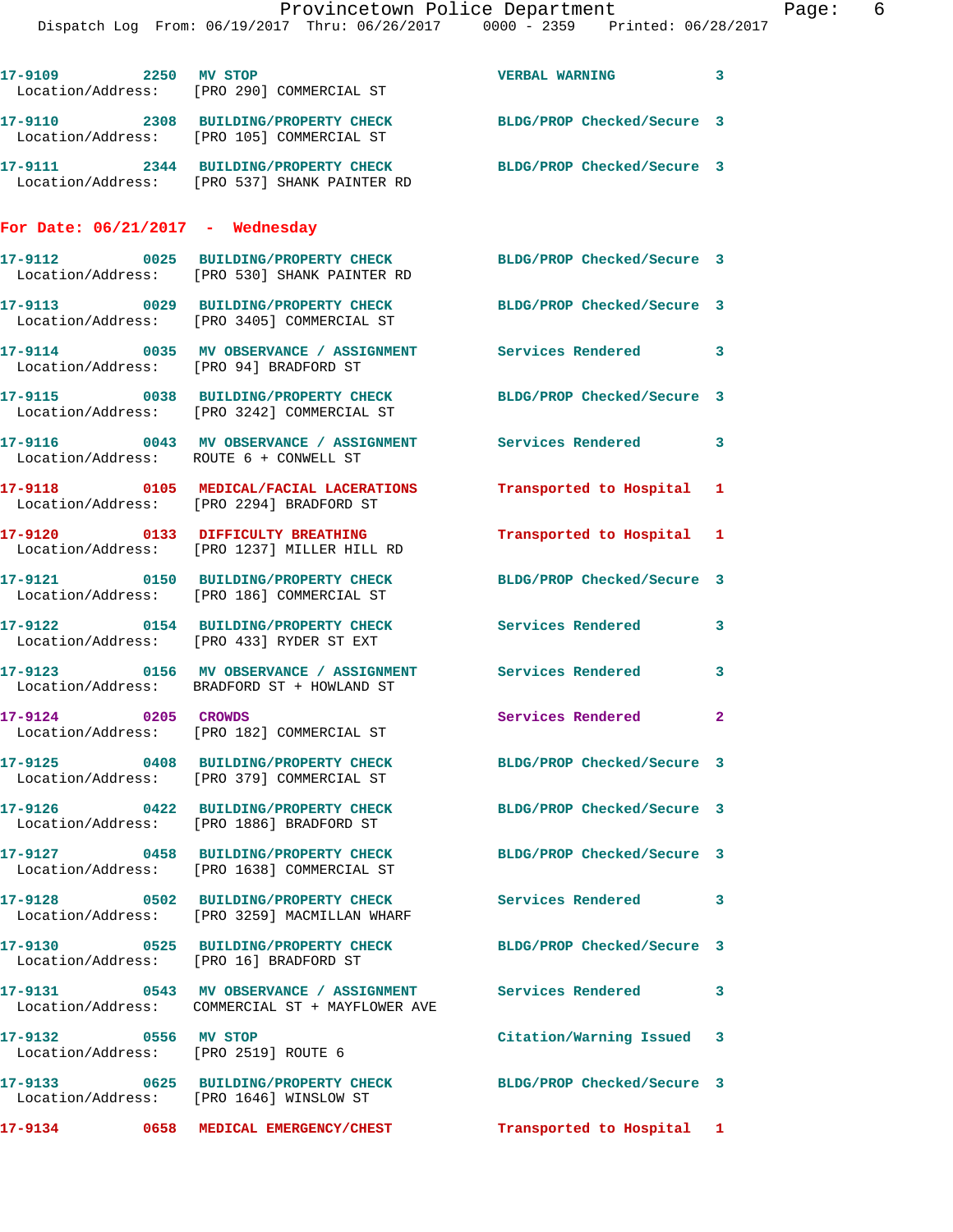17-9109 2250 MV STOP VERBAL WARNING 3
Location/Address: [PRO 290] COMMERCIAL ST

17-9110 2308 BUILDING/PROPERTY CHECK BLDG/PROP Checked/Secure 3
Location/Address: [PRO 105] COMMERCIAL ST

17-9111 2344 BUILDING/PROPERTY CHECK BLDG/PROP Checked/Secure 3
Location/Address: [PRO 537] SHANK PAINTER RD

## For Date: 06/21/2017 - Wednesday

17-9112 0025 BUILDING/PROPERTY CHECK BLDG/PROP Checked/Secure 3
Location/Address: [PRO 530] SHANK PAINTER RD

17-9113 0029 BUILDING/PROPERTY CHECK BLDG/PROP Checked/Secure 3
Location/Address: [PRO 3405] COMMERCIAL ST

17-9114 0035 MV OBSERVANCE / ASSIGNMENT Services Rendered 3
Location/Address: [PRO 94] BRADFORD ST

17-9115 0038 BUILDING/PROPERTY CHECK BLDG/PROP Checked/Secure 3
Location/Address: [PRO 3242] COMMERCIAL ST

17-9116 0043 MV OBSERVANCE / ASSIGNMENT Services Rendered 3
Location/Address: ROUTE 6 + CONWELL ST

17-9118 0105 MEDICAL/FACIAL LACERATIONS Transported to Hospital 1
Location/Address: [PRO 2294] BRADFORD ST

17-9120 0133 DIFFICULTY BREATHING Transported to Hospital 1
Location/Address: [PRO 1237] MILLER HILL RD

17-9121 0150 BUILDING/PROPERTY CHECK BLDG/PROP Checked/Secure 3
Location/Address: [PRO 186] COMMERCIAL ST

17-9122 0154 BUILDING/PROPERTY CHECK Services Rendered 3
Location/Address: [PRO 433] RYDER ST EXT

17-9123 0156 MV OBSERVANCE / ASSIGNMENT Services Rendered 3
Location/Address: BRADFORD ST + HOWLAND ST

17-9124 0205 CROWDS Services Rendered 2
Location/Address: [PRO 182] COMMERCIAL ST

17-9125 0408 BUILDING/PROPERTY CHECK BLDG/PROP Checked/Secure 3
Location/Address: [PRO 379] COMMERCIAL ST

17-9126 0422 BUILDING/PROPERTY CHECK BLDG/PROP Checked/Secure 3
Location/Address: [PRO 1886] BRADFORD ST

17-9127 0458 BUILDING/PROPERTY CHECK BLDG/PROP Checked/Secure 3
Location/Address: [PRO 1638] COMMERCIAL ST

17-9128 0502 BUILDING/PROPERTY CHECK Services Rendered 3
Location/Address: [PRO 3259] MACMILLAN WHARF

17-9130 0525 BUILDING/PROPERTY CHECK BLDG/PROP Checked/Secure 3
Location/Address: [PRO 16] BRADFORD ST

17-9131 0543 MV OBSERVANCE / ASSIGNMENT Services Rendered 3
Location/Address: COMMERCIAL ST + MAYFLOWER AVE

17-9132 0556 MV STOP Citation/Warning Issued 3
Location/Address: [PRO 2519] ROUTE 6

17-9133 0625 BUILDING/PROPERTY CHECK BLDG/PROP Checked/Secure 3
Location/Address: [PRO 1646] WINSLOW ST

17-9134 0658 MEDICAL EMERGENCY/CHEST Transported to Hospital 1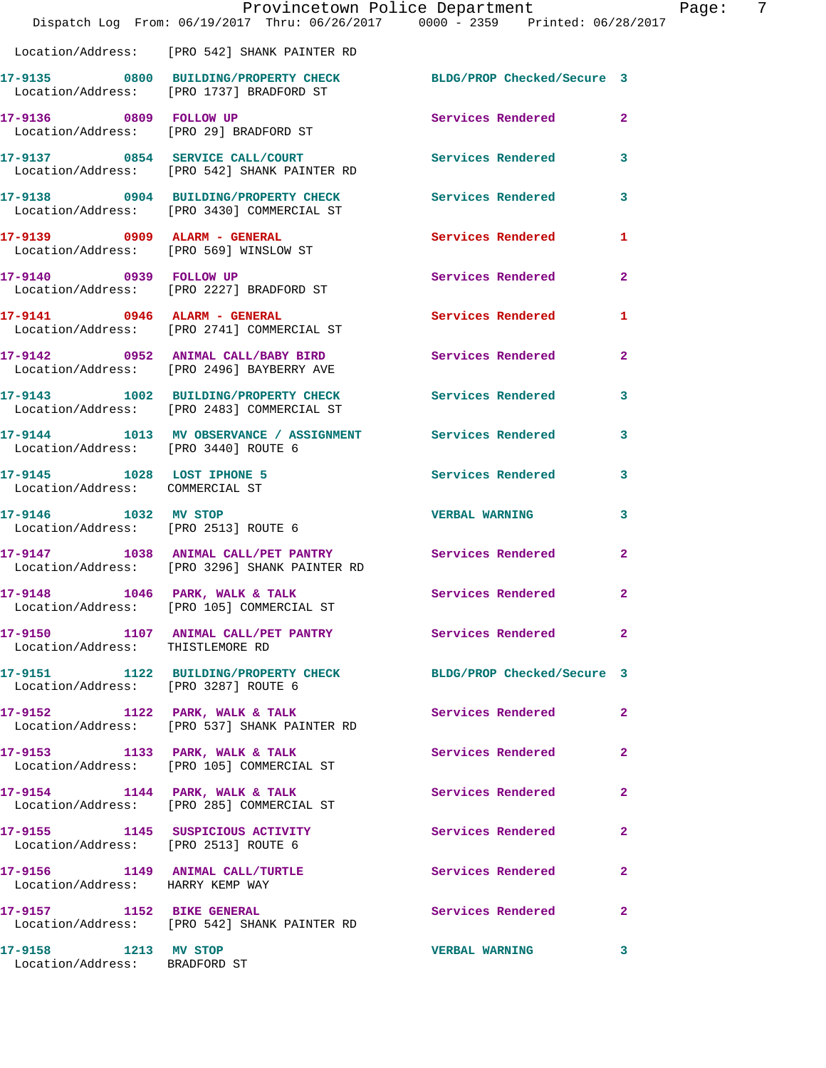Location/Address: [PRO 542] SHANK PAINTER RD

**17-9135** 0800 **BUILDING/PROPERTY CHECK** BLDG/PROP Checked/Secure 3
Location/Address: [PRO 1737] BRADFORD ST

**17-9136** 0809 **FOLLOW UP** Services Rendered 2
Location/Address: [PRO 29] BRADFORD ST

**17-9137** 0854 **SERVICE CALL/COURT** Services Rendered 3
Location/Address: [PRO 542] SHANK PAINTER RD

**17-9138** 0904 **BUILDING/PROPERTY CHECK** Services Rendered 3
Location/Address: [PRO 3430] COMMERCIAL ST

**17-9139** 0909 **ALARM - GENERAL** Services Rendered 1
Location/Address: [PRO 569] WINSLOW ST

**17-9140** 0939 **FOLLOW UP** Services Rendered 2
Location/Address: [PRO 2227] BRADFORD ST

**17-9141** 0946 **ALARM - GENERAL** Services Rendered 1
Location/Address: [PRO 2741] COMMERCIAL ST

**17-9142** 0952 **ANIMAL CALL/BABY BIRD** Services Rendered 2
Location/Address: [PRO 2496] BAYBERRY AVE

**17-9143** 1002 **BUILDING/PROPERTY CHECK** Services Rendered 3
Location/Address: [PRO 2483] COMMERCIAL ST

**17-9144** 1013 **MV OBSERVANCE / ASSIGNMENT** Services Rendered 3
Location/Address: [PRO 3440] ROUTE 6

**17-9145** 1028 **LOST IPHONE 5** Services Rendered 3
Location/Address: COMMERCIAL ST

**17-9146** 1032 **MV STOP** VERBAL WARNING 3
Location/Address: [PRO 2513] ROUTE 6

**17-9147** 1038 **ANIMAL CALL/PET PANTRY** Services Rendered 2
Location/Address: [PRO 3296] SHANK PAINTER RD

**17-9148** 1046 **PARK, WALK & TALK** Services Rendered 2
Location/Address: [PRO 105] COMMERCIAL ST

**17-9150** 1107 **ANIMAL CALL/PET PANTRY** Services Rendered 2
Location/Address: THISTLEMORE RD

**17-9151** 1122 **BUILDING/PROPERTY CHECK** BLDG/PROP Checked/Secure 3
Location/Address: [PRO 3287] ROUTE 6

**17-9152** 1122 **PARK, WALK & TALK** Services Rendered 2
Location/Address: [PRO 537] SHANK PAINTER RD

**17-9153** 1133 **PARK, WALK & TALK** Services Rendered 2
Location/Address: [PRO 105] COMMERCIAL ST

**17-9154** 1144 **PARK, WALK & TALK** Services Rendered 2
Location/Address: [PRO 285] COMMERCIAL ST

**17-9155** 1145 **SUSPICIOUS ACTIVITY** Services Rendered 2
Location/Address: [PRO 2513] ROUTE 6

**17-9156** 1149 **ANIMAL CALL/TURTLE** Services Rendered 2
Location/Address: HARRY KEMP WAY

**17-9157** 1152 **BIKE GENERAL** Services Rendered 2
Location/Address: [PRO 542] SHANK PAINTER RD

**17-9158** 1213 **MV STOP** VERBAL WARNING 3
Location/Address: BRADFORD ST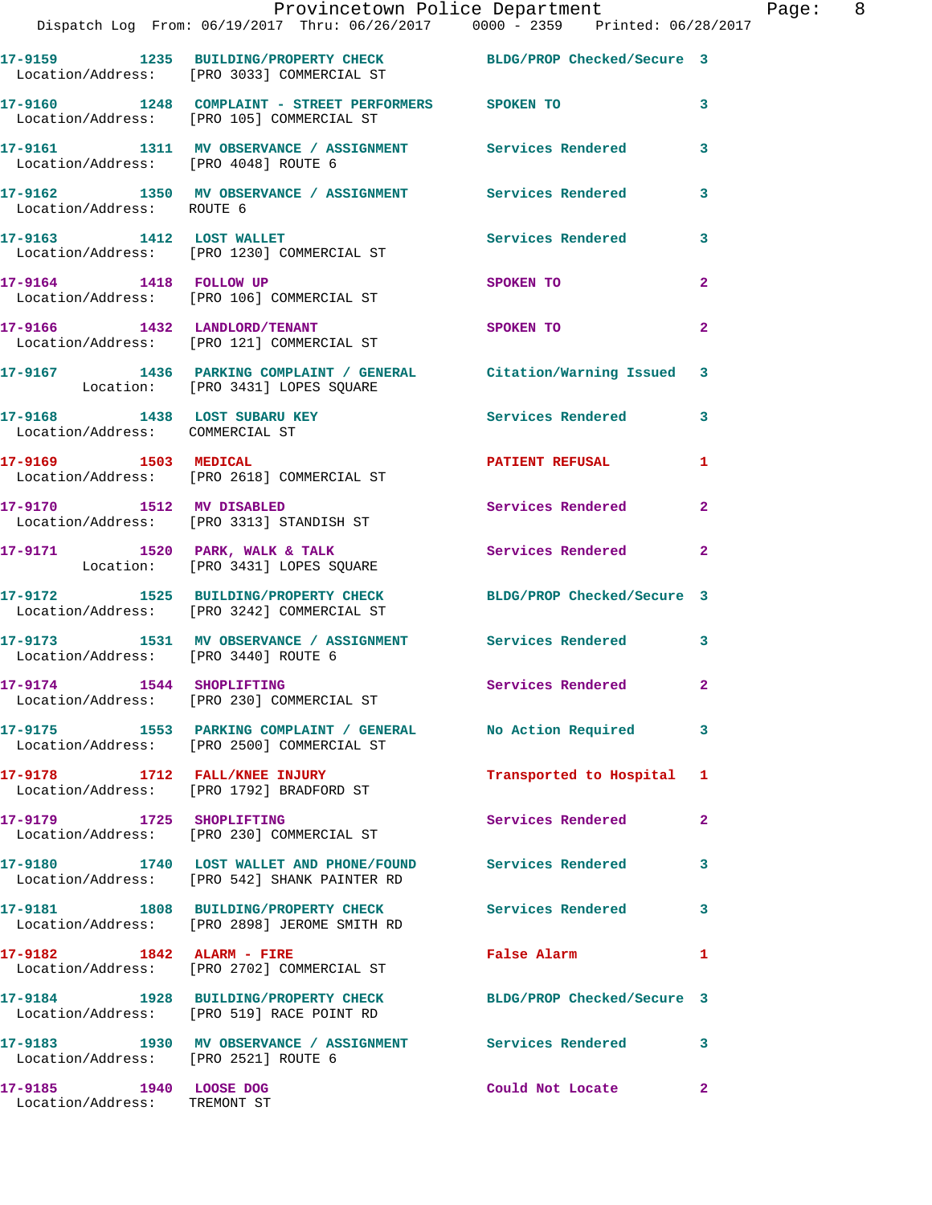17-9159 1235 BUILDING/PROPERTY CHECK BLDG/PROP Checked/Secure 3
Location/Address: [PRO 3033] COMMERCIAL ST

17-9160 1248 COMPLAINT - STREET PERFORMERS SPOKEN TO 3
Location/Address: [PRO 105] COMMERCIAL ST

17-9161 1311 MV OBSERVANCE / ASSIGNMENT Services Rendered 3
Location/Address: [PRO 4048] ROUTE 6

17-9162 1350 MV OBSERVANCE / ASSIGNMENT Services Rendered 3
Location/Address: ROUTE 6

17-9163 1412 LOST WALLET Services Rendered 3
Location/Address: [PRO 1230] COMMERCIAL ST

17-9164 1418 FOLLOW UP SPOKEN TO 2
Location/Address: [PRO 106] COMMERCIAL ST

17-9166 1432 LANDLORD/TENANT SPOKEN TO 2
Location/Address: [PRO 121] COMMERCIAL ST

17-9167 1436 PARKING COMPLAINT / GENERAL Citation/Warning Issued 3
Location: [PRO 3431] LOPES SQUARE

17-9168 1438 LOST SUBARU KEY Services Rendered 3
Location/Address: COMMERCIAL ST

17-9169 1503 MEDICAL PATIENT REFUSAL 1
Location/Address: [PRO 2618] COMMERCIAL ST

17-9170 1512 MV DISABLED Services Rendered 2
Location/Address: [PRO 3313] STANDISH ST

17-9171 1520 PARK, WALK & TALK Services Rendered 2
Location: [PRO 3431] LOPES SQUARE

17-9172 1525 BUILDING/PROPERTY CHECK BLDG/PROP Checked/Secure 3
Location/Address: [PRO 3242] COMMERCIAL ST

17-9173 1531 MV OBSERVANCE / ASSIGNMENT Services Rendered 3
Location/Address: [PRO 3440] ROUTE 6

17-9174 1544 SHOPLIFTING Services Rendered 2
Location/Address: [PRO 230] COMMERCIAL ST

17-9175 1553 PARKING COMPLAINT / GENERAL No Action Required 3
Location/Address: [PRO 2500] COMMERCIAL ST

17-9178 1712 FALL/KNEE INJURY Transported to Hospital 1
Location/Address: [PRO 1792] BRADFORD ST

17-9179 1725 SHOPLIFTING Services Rendered 2
Location/Address: [PRO 230] COMMERCIAL ST

17-9180 1740 LOST WALLET AND PHONE/FOUND Services Rendered 3
Location/Address: [PRO 542] SHANK PAINTER RD

17-9181 1808 BUILDING/PROPERTY CHECK Services Rendered 3
Location/Address: [PRO 2898] JEROME SMITH RD

17-9182 1842 ALARM - FIRE False Alarm 1
Location/Address: [PRO 2702] COMMERCIAL ST

17-9184 1928 BUILDING/PROPERTY CHECK BLDG/PROP Checked/Secure 3
Location/Address: [PRO 519] RACE POINT RD

17-9183 1930 MV OBSERVANCE / ASSIGNMENT Services Rendered 3
Location/Address: [PRO 2521] ROUTE 6

17-9185 1940 LOOSE DOG Could Not Locate 2
Location/Address: TREMONT ST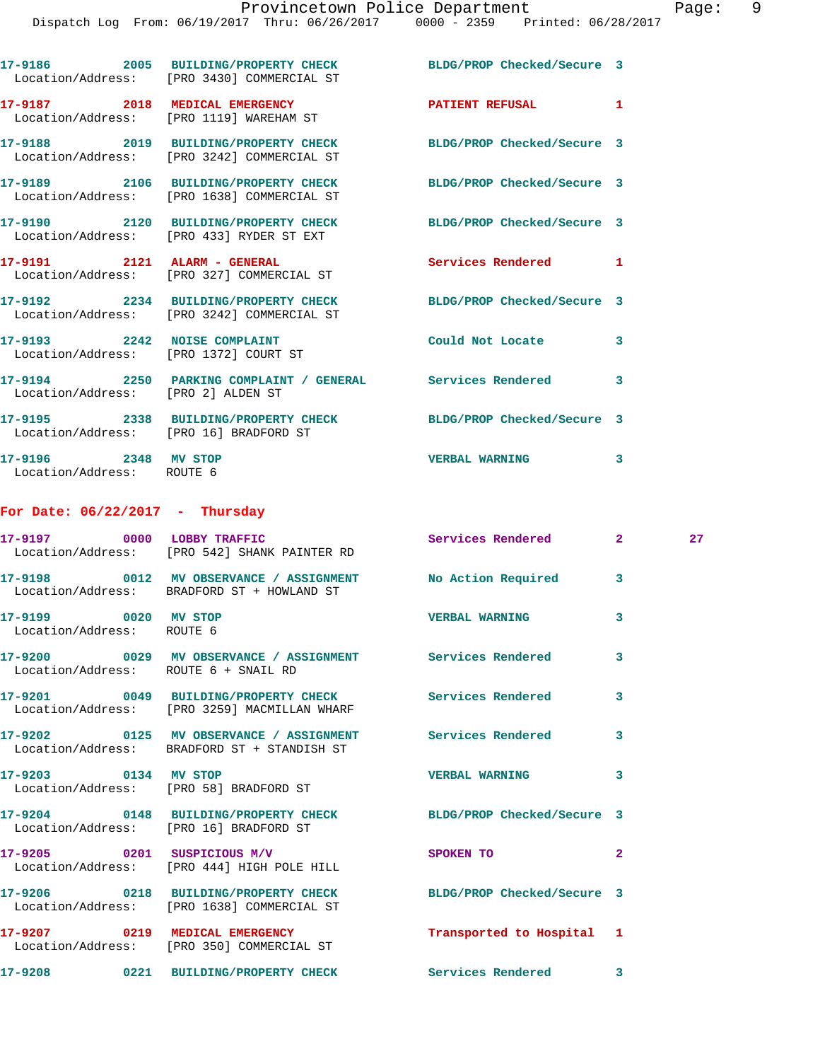17-9186 2005 BUILDING/PROPERTY CHECK BLDG/PROP Checked/Secure 3
Location/Address: [PRO 3430] COMMERCIAL ST

17-9187 2018 MEDICAL EMERGENCY PATIENT REFUSAL 1
Location/Address: [PRO 1119] WAREHAM ST

17-9188 2019 BUILDING/PROPERTY CHECK BLDG/PROP Checked/Secure 3
Location/Address: [PRO 3242] COMMERCIAL ST

17-9189 2106 BUILDING/PROPERTY CHECK BLDG/PROP Checked/Secure 3
Location/Address: [PRO 1638] COMMERCIAL ST

17-9190 2120 BUILDING/PROPERTY CHECK BLDG/PROP Checked/Secure 3
Location/Address: [PRO 433] RYDER ST EXT

17-9191 2121 ALARM - GENERAL Services Rendered 1
Location/Address: [PRO 327] COMMERCIAL ST

17-9192 2234 BUILDING/PROPERTY CHECK BLDG/PROP Checked/Secure 3
Location/Address: [PRO 3242] COMMERCIAL ST

17-9193 2242 NOISE COMPLAINT Could Not Locate 3
Location/Address: [PRO 1372] COURT ST

17-9194 2250 PARKING COMPLAINT / GENERAL Services Rendered 3
Location/Address: [PRO 2] ALDEN ST

17-9195 2338 BUILDING/PROPERTY CHECK BLDG/PROP Checked/Secure 3
Location/Address: [PRO 16] BRADFORD ST

17-9196 2348 MV STOP VERBAL WARNING 3
Location/Address: ROUTE 6

## For Date: 06/22/2017 - Thursday

17-9197 0000 LOBBY TRAFFIC Services Rendered 2 27
Location/Address: [PRO 542] SHANK PAINTER RD

17-9198 0012 MV OBSERVANCE / ASSIGNMENT No Action Required 3
Location/Address: BRADFORD ST + HOWLAND ST

17-9199 0020 MV STOP VERBAL WARNING 3
Location/Address: ROUTE 6

17-9200 0029 MV OBSERVANCE / ASSIGNMENT Services Rendered 3
Location/Address: ROUTE 6 + SNAIL RD

17-9201 0049 BUILDING/PROPERTY CHECK Services Rendered 3
Location/Address: [PRO 3259] MACMILLAN WHARF

17-9202 0125 MV OBSERVANCE / ASSIGNMENT Services Rendered 3
Location/Address: BRADFORD ST + STANDISH ST

17-9203 0134 MV STOP VERBAL WARNING 3
Location/Address: [PRO 58] BRADFORD ST

17-9204 0148 BUILDING/PROPERTY CHECK BLDG/PROP Checked/Secure 3
Location/Address: [PRO 16] BRADFORD ST

17-9205 0201 SUSPICIOUS M/V SPOKEN TO 2
Location/Address: [PRO 444] HIGH POLE HILL

17-9206 0218 BUILDING/PROPERTY CHECK BLDG/PROP Checked/Secure 3
Location/Address: [PRO 1638] COMMERCIAL ST

17-9207 0219 MEDICAL EMERGENCY Transported to Hospital 1
Location/Address: [PRO 350] COMMERCIAL ST

17-9208 0221 BUILDING/PROPERTY CHECK Services Rendered 3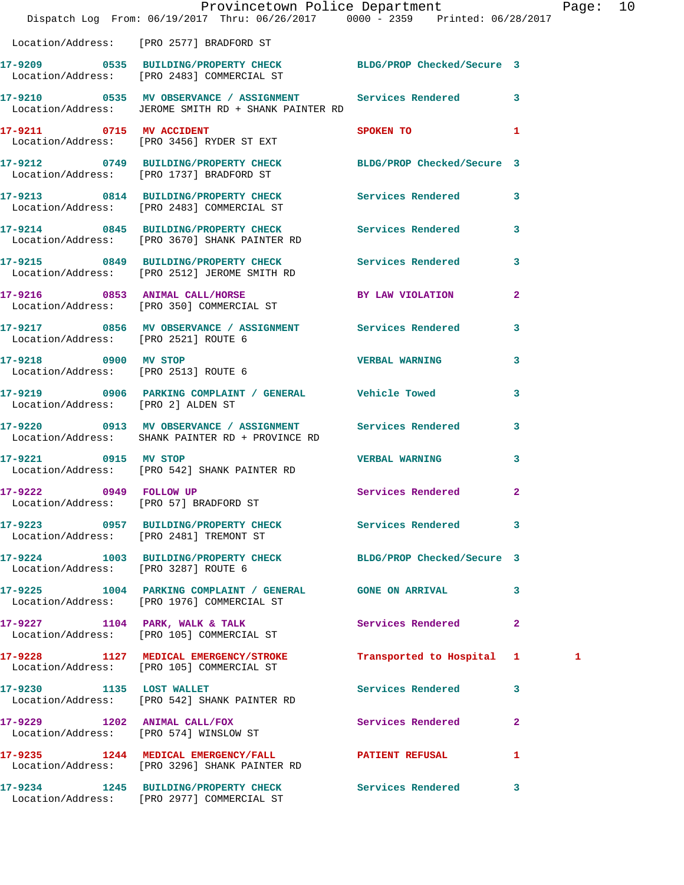Location/Address: [PRO 2577] BRADFORD ST

**17-9209 0535 BUILDING/PROPERTY CHECK** BLDG/PROP Checked/Secure 3
Location/Address: [PRO 2483] COMMERCIAL ST

**17-9210 0535 MV OBSERVANCE / ASSIGNMENT** Services Rendered 3
Location/Address: JEROME SMITH RD + SHANK PAINTER RD

**17-9211 0715 MV ACCIDENT** SPOKEN TO 1
Location/Address: [PRO 3456] RYDER ST EXT

**17-9212 0749 BUILDING/PROPERTY CHECK** BLDG/PROP Checked/Secure 3
Location/Address: [PRO 1737] BRADFORD ST

**17-9213 0814 BUILDING/PROPERTY CHECK** Services Rendered 3
Location/Address: [PRO 2483] COMMERCIAL ST

**17-9214 0845 BUILDING/PROPERTY CHECK** Services Rendered 3
Location/Address: [PRO 3670] SHANK PAINTER RD

**17-9215 0849 BUILDING/PROPERTY CHECK** Services Rendered 3
Location/Address: [PRO 2512] JEROME SMITH RD

**17-9216 0853 ANIMAL CALL/HORSE** BY LAW VIOLATION 2
Location/Address: [PRO 350] COMMERCIAL ST

**17-9217 0856 MV OBSERVANCE / ASSIGNMENT** Services Rendered 3
Location/Address: [PRO 2521] ROUTE 6

**17-9218 0900 MV STOP** VERBAL WARNING 3
Location/Address: [PRO 2513] ROUTE 6

**17-9219 0906 PARKING COMPLAINT / GENERAL** Vehicle Towed 3
Location/Address: [PRO 2] ALDEN ST

**17-9220 0913 MV OBSERVANCE / ASSIGNMENT** Services Rendered 3
Location/Address: SHANK PAINTER RD + PROVINCE RD

**17-9221 0915 MV STOP** VERBAL WARNING 3
Location/Address: [PRO 542] SHANK PAINTER RD

**17-9222 0949 FOLLOW UP** Services Rendered 2
Location/Address: [PRO 57] BRADFORD ST

**17-9223 0957 BUILDING/PROPERTY CHECK** Services Rendered 3
Location/Address: [PRO 2481] TREMONT ST

**17-9224 1003 BUILDING/PROPERTY CHECK** BLDG/PROP Checked/Secure 3
Location/Address: [PRO 3287] ROUTE 6

**17-9225 1004 PARKING COMPLAINT / GENERAL** GONE ON ARRIVAL 3
Location/Address: [PRO 1976] COMMERCIAL ST

**17-9227 1104 PARK, WALK & TALK** Services Rendered 2
Location/Address: [PRO 105] COMMERCIAL ST

**17-9228 1127 MEDICAL EMERGENCY/STROKE** Transported to Hospital 1 1
Location/Address: [PRO 105] COMMERCIAL ST

**17-9230 1135 LOST WALLET** Services Rendered 3
Location/Address: [PRO 542] SHANK PAINTER RD

**17-9229 1202 ANIMAL CALL/FOX** Services Rendered 2
Location/Address: [PRO 574] WINSLOW ST

**17-9235 1244 MEDICAL EMERGENCY/FALL** PATIENT REFUSAL 1
Location/Address: [PRO 3296] SHANK PAINTER RD

**17-9234 1245 BUILDING/PROPERTY CHECK** Services Rendered 3
Location/Address: [PRO 2977] COMMERCIAL ST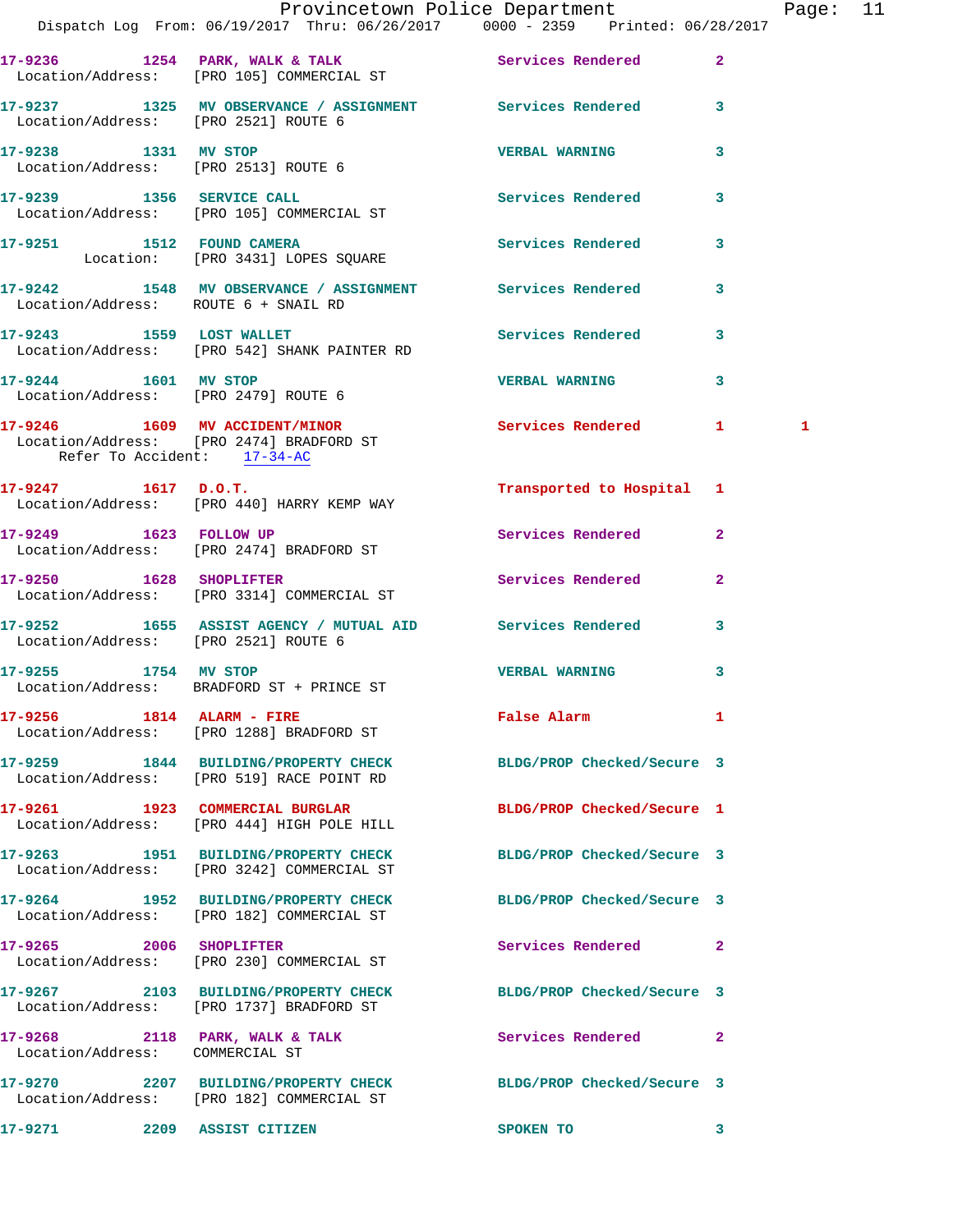17-9236 1254 PARK, WALK & TALK Services Rendered 2
Location/Address: [PRO 105] COMMERCIAL ST

17-9237 1325 MV OBSERVANCE / ASSIGNMENT Services Rendered 3
Location/Address: [PRO 2521] ROUTE 6

17-9238 1331 MV STOP VERBAL WARNING 3
Location/Address: [PRO 2513] ROUTE 6

17-9239 1356 SERVICE CALL Services Rendered 3
Location/Address: [PRO 105] COMMERCIAL ST

17-9251 1512 FOUND CAMERA Services Rendered 3
Location: [PRO 3431] LOPES SQUARE

17-9242 1548 MV OBSERVANCE / ASSIGNMENT Services Rendered 3
Location/Address: ROUTE 6 + SNAIL RD

17-9243 1559 LOST WALLET Services Rendered 3
Location/Address: [PRO 542] SHANK PAINTER RD

17-9244 1601 MV STOP VERBAL WARNING 3
Location/Address: [PRO 2479] ROUTE 6

17-9246 1609 MV ACCIDENT/MINOR Services Rendered 1 1
Location/Address: [PRO 2474] BRADFORD ST
Refer To Accident: 17-34-AC

17-9247 1617 D.O.T. Transported to Hospital 1
Location/Address: [PRO 440] HARRY KEMP WAY

17-9249 1623 FOLLOW UP Services Rendered 2
Location/Address: [PRO 2474] BRADFORD ST

17-9250 1628 SHOPLIFTER Services Rendered 2
Location/Address: [PRO 3314] COMMERCIAL ST

17-9252 1655 ASSIST AGENCY / MUTUAL AID Services Rendered 3
Location/Address: [PRO 2521] ROUTE 6

17-9255 1754 MV STOP VERBAL WARNING 3
Location/Address: BRADFORD ST + PRINCE ST

17-9256 1814 ALARM - FIRE False Alarm 1
Location/Address: [PRO 1288] BRADFORD ST

17-9259 1844 BUILDING/PROPERTY CHECK BLDG/PROP Checked/Secure 3
Location/Address: [PRO 519] RACE POINT RD

17-9261 1923 COMMERCIAL BURGLAR BLDG/PROP Checked/Secure 1
Location/Address: [PRO 444] HIGH POLE HILL

17-9263 1951 BUILDING/PROPERTY CHECK BLDG/PROP Checked/Secure 3
Location/Address: [PRO 3242] COMMERCIAL ST

17-9264 1952 BUILDING/PROPERTY CHECK BLDG/PROP Checked/Secure 3
Location/Address: [PRO 182] COMMERCIAL ST

17-9265 2006 SHOPLIFTER Services Rendered 2
Location/Address: [PRO 230] COMMERCIAL ST

17-9267 2103 BUILDING/PROPERTY CHECK BLDG/PROP Checked/Secure 3
Location/Address: [PRO 1737] BRADFORD ST

17-9268 2118 PARK, WALK & TALK Services Rendered 2
Location/Address: COMMERCIAL ST

17-9270 2207 BUILDING/PROPERTY CHECK BLDG/PROP Checked/Secure 3
Location/Address: [PRO 182] COMMERCIAL ST

17-9271 2209 ASSIST CITIZEN SPOKEN TO 3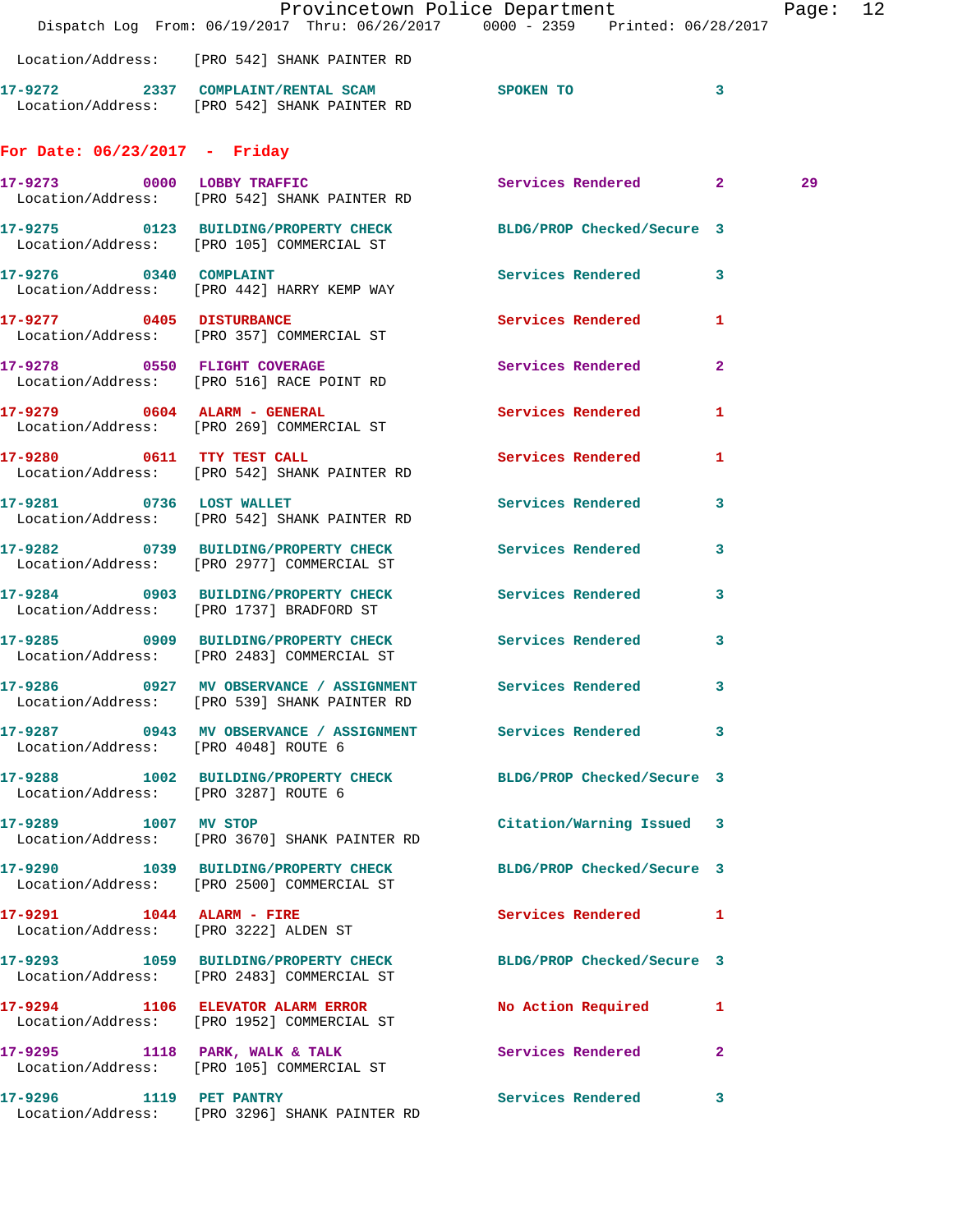Location/Address: [PRO 542] SHANK PAINTER RD

17-9272 2337 COMPLAINT/RENTAL SCAM SPOKEN TO 3
Location/Address: [PRO 542] SHANK PAINTER RD

## For Date: 06/23/2017 - Friday

17-9273 0000 LOBBY TRAFFIC Services Rendered 2 29
Location/Address: [PRO 542] SHANK PAINTER RD

17-9275 0123 BUILDING/PROPERTY CHECK BLDG/PROP Checked/Secure 3
Location/Address: [PRO 105] COMMERCIAL ST

17-9276 0340 COMPLAINT Services Rendered 3
Location/Address: [PRO 442] HARRY KEMP WAY

17-9277 0405 DISTURBANCE Services Rendered 1
Location/Address: [PRO 357] COMMERCIAL ST

17-9278 0550 FLIGHT COVERAGE Services Rendered 2
Location/Address: [PRO 516] RACE POINT RD

17-9279 0604 ALARM - GENERAL Services Rendered 1
Location/Address: [PRO 269] COMMERCIAL ST

17-9280 0611 TTY TEST CALL Services Rendered 1
Location/Address: [PRO 542] SHANK PAINTER RD

17-9281 0736 LOST WALLET Services Rendered 3
Location/Address: [PRO 542] SHANK PAINTER RD

17-9282 0739 BUILDING/PROPERTY CHECK Services Rendered 3
Location/Address: [PRO 2977] COMMERCIAL ST

17-9284 0903 BUILDING/PROPERTY CHECK Services Rendered 3
Location/Address: [PRO 1737] BRADFORD ST

17-9285 0909 BUILDING/PROPERTY CHECK Services Rendered 3
Location/Address: [PRO 2483] COMMERCIAL ST

17-9286 0927 MV OBSERVANCE / ASSIGNMENT Services Rendered 3
Location/Address: [PRO 539] SHANK PAINTER RD

17-9287 0943 MV OBSERVANCE / ASSIGNMENT Services Rendered 3
Location/Address: [PRO 4048] ROUTE 6

17-9288 1002 BUILDING/PROPERTY CHECK BLDG/PROP Checked/Secure 3
Location/Address: [PRO 3287] ROUTE 6

17-9289 1007 MV STOP Citation/Warning Issued 3
Location/Address: [PRO 3670] SHANK PAINTER RD

17-9290 1039 BUILDING/PROPERTY CHECK BLDG/PROP Checked/Secure 3
Location/Address: [PRO 2500] COMMERCIAL ST

17-9291 1044 ALARM - FIRE Services Rendered 1
Location/Address: [PRO 3222] ALDEN ST

17-9293 1059 BUILDING/PROPERTY CHECK BLDG/PROP Checked/Secure 3
Location/Address: [PRO 2483] COMMERCIAL ST

17-9294 1106 ELEVATOR ALARM ERROR No Action Required 1
Location/Address: [PRO 1952] COMMERCIAL ST

17-9295 1118 PARK, WALK & TALK Services Rendered 2
Location/Address: [PRO 105] COMMERCIAL ST

17-9296 1119 PET PANTRY Services Rendered 3
Location/Address: [PRO 3296] SHANK PAINTER RD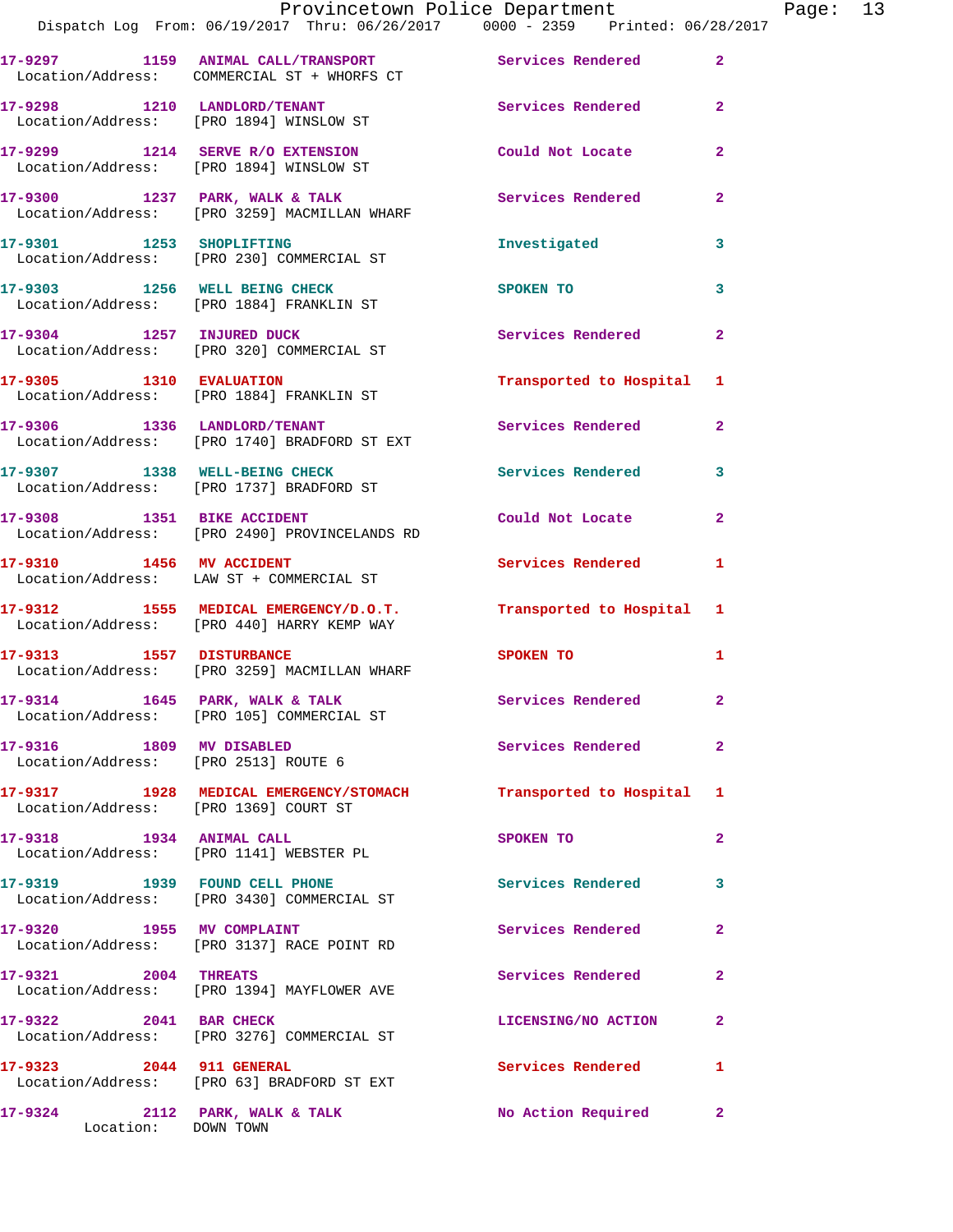17-9297 1159 ANIMAL CALL/TRANSPORT Services Rendered 2
Location/Address: COMMERCIAL ST + WHORFS CT

17-9298 1210 LANDLORD/TENANT Services Rendered 2
Location/Address: [PRO 1894] WINSLOW ST

17-9299 1214 SERVE R/O EXTENSION Could Not Locate 2
Location/Address: [PRO 1894] WINSLOW ST

17-9300 1237 PARK, WALK & TALK Services Rendered 2
Location/Address: [PRO 3259] MACMILLAN WHARF

17-9301 1253 SHOPLIFTING Investigated 3
Location/Address: [PRO 230] COMMERCIAL ST

17-9303 1256 WELL BEING CHECK SPOKEN TO 3
Location/Address: [PRO 1884] FRANKLIN ST

17-9304 1257 INJURED DUCK Services Rendered 2
Location/Address: [PRO 320] COMMERCIAL ST

17-9305 1310 EVALUATION Transported to Hospital 1
Location/Address: [PRO 1884] FRANKLIN ST

17-9306 1336 LANDLORD/TENANT Services Rendered 2
Location/Address: [PRO 1740] BRADFORD ST EXT

17-9307 1338 WELL-BEING CHECK Services Rendered 3
Location/Address: [PRO 1737] BRADFORD ST

17-9308 1351 BIKE ACCIDENT Could Not Locate 2
Location/Address: [PRO 2490] PROVINCELANDS RD

17-9310 1456 MV ACCIDENT Services Rendered 1
Location/Address: LAW ST + COMMERCIAL ST

17-9312 1555 MEDICAL EMERGENCY/D.O.T. Transported to Hospital 1
Location/Address: [PRO 440] HARRY KEMP WAY

17-9313 1557 DISTURBANCE SPOKEN TO 1
Location/Address: [PRO 3259] MACMILLAN WHARF

17-9314 1645 PARK, WALK & TALK Services Rendered 2
Location/Address: [PRO 105] COMMERCIAL ST

17-9316 1809 MV DISABLED Services Rendered 2
Location/Address: [PRO 2513] ROUTE 6

17-9317 1928 MEDICAL EMERGENCY/STOMACH Transported to Hospital 1
Location/Address: [PRO 1369] COURT ST

17-9318 1934 ANIMAL CALL SPOKEN TO 2
Location/Address: [PRO 1141] WEBSTER PL

17-9319 1939 FOUND CELL PHONE Services Rendered 3
Location/Address: [PRO 3430] COMMERCIAL ST

17-9320 1955 MV COMPLAINT Services Rendered 2
Location/Address: [PRO 3137] RACE POINT RD

17-9321 2004 THREATS Services Rendered 2
Location/Address: [PRO 1394] MAYFLOWER AVE

17-9322 2041 BAR CHECK LICENSING/NO ACTION 2
Location/Address: [PRO 3276] COMMERCIAL ST

17-9323 2044 911 GENERAL Services Rendered 1
Location/Address: [PRO 63] BRADFORD ST EXT

17-9324 2112 PARK, WALK & TALK No Action Required 2
Location: DOWN TOWN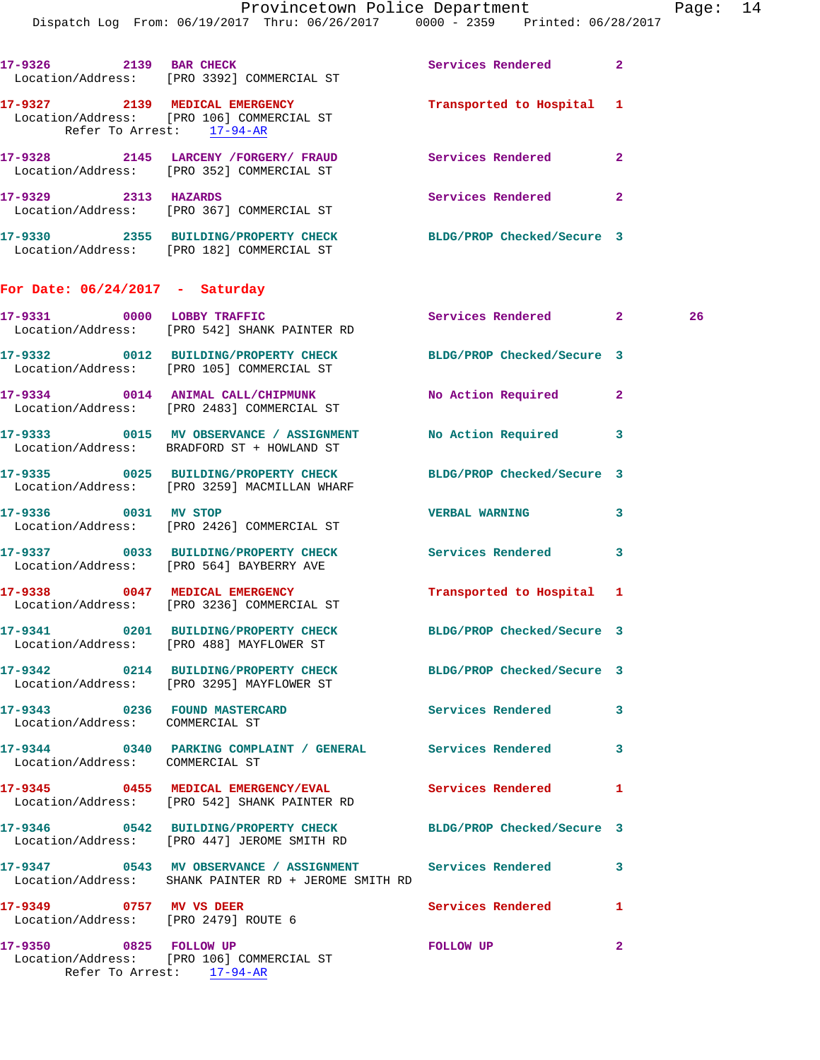17-9326 2139 BAR CHECK Services Rendered 2
Location/Address: [PRO 3392] COMMERCIAL ST

17-9327 2139 MEDICAL EMERGENCY Transported to Hospital 1
Location/Address: [PRO 106] COMMERCIAL ST
Refer To Arrest: 17-94-AR

17-9328 2145 LARCENY /FORGERY/ FRAUD Services Rendered 2
Location/Address: [PRO 352] COMMERCIAL ST

17-9329 2313 HAZARDS Services Rendered 2
Location/Address: [PRO 367] COMMERCIAL ST

17-9330 2355 BUILDING/PROPERTY CHECK BLDG/PROP Checked/Secure 3
Location/Address: [PRO 182] COMMERCIAL ST

## For Date: 06/24/2017 - Saturday

17-9331 0000 LOBBY TRAFFIC Services Rendered 2 26
Location/Address: [PRO 542] SHANK PAINTER RD

17-9332 0012 BUILDING/PROPERTY CHECK BLDG/PROP Checked/Secure 3
Location/Address: [PRO 105] COMMERCIAL ST

17-9334 0014 ANIMAL CALL/CHIPMUNK No Action Required 2
Location/Address: [PRO 2483] COMMERCIAL ST

17-9333 0015 MV OBSERVANCE / ASSIGNMENT No Action Required 3
Location/Address: BRADFORD ST + HOWLAND ST

17-9335 0025 BUILDING/PROPERTY CHECK BLDG/PROP Checked/Secure 3
Location/Address: [PRO 3259] MACMILLAN WHARF

17-9336 0031 MV STOP VERBAL WARNING 3
Location/Address: [PRO 2426] COMMERCIAL ST

17-9337 0033 BUILDING/PROPERTY CHECK Services Rendered 3
Location/Address: [PRO 564] BAYBERRY AVE

17-9338 0047 MEDICAL EMERGENCY Transported to Hospital 1
Location/Address: [PRO 3236] COMMERCIAL ST

17-9341 0201 BUILDING/PROPERTY CHECK BLDG/PROP Checked/Secure 3
Location/Address: [PRO 488] MAYFLOWER ST

17-9342 0214 BUILDING/PROPERTY CHECK BLDG/PROP Checked/Secure 3
Location/Address: [PRO 3295] MAYFLOWER ST

17-9343 0236 FOUND MASTERCARD Services Rendered 3
Location/Address: COMMERCIAL ST

17-9344 0340 PARKING COMPLAINT / GENERAL Services Rendered 3
Location/Address: COMMERCIAL ST

17-9345 0455 MEDICAL EMERGENCY/EVAL Services Rendered 1
Location/Address: [PRO 542] SHANK PAINTER RD

17-9346 0542 BUILDING/PROPERTY CHECK BLDG/PROP Checked/Secure 3
Location/Address: [PRO 447] JEROME SMITH RD

17-9347 0543 MV OBSERVANCE / ASSIGNMENT Services Rendered 3
Location/Address: SHANK PAINTER RD + JEROME SMITH RD

17-9349 0757 MV VS DEER Services Rendered 1
Location/Address: [PRO 2479] ROUTE 6

17-9350 0825 FOLLOW UP FOLLOW UP 2
Location/Address: [PRO 106] COMMERCIAL ST
Refer To Arrest: 17-94-AR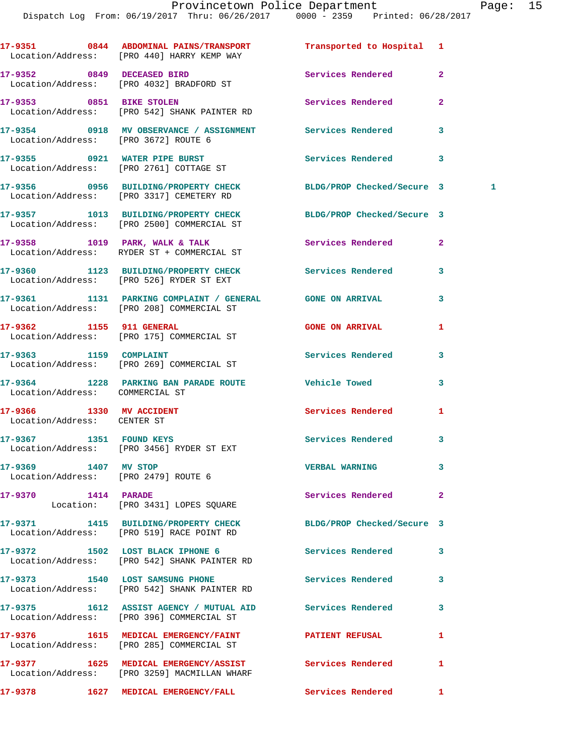17-9351 0844 ABDOMINAL PAINS/TRANSPORT Transported to Hospital 1
Location/Address: [PRO 440] HARRY KEMP WAY

17-9352 0849 DECEASED BIRD Services Rendered 2
Location/Address: [PRO 4032] BRADFORD ST

17-9353 0851 BIKE STOLEN Services Rendered 2
Location/Address: [PRO 542] SHANK PAINTER RD

17-9354 0918 MV OBSERVANCE / ASSIGNMENT Services Rendered 3
Location/Address: [PRO 3672] ROUTE 6

17-9355 0921 WATER PIPE BURST Services Rendered 3
Location/Address: [PRO 2761] COTTAGE ST

17-9356 0956 BUILDING/PROPERTY CHECK BLDG/PROP Checked/Secure 3 1
Location/Address: [PRO 3317] CEMETERY RD

17-9357 1013 BUILDING/PROPERTY CHECK BLDG/PROP Checked/Secure 3
Location/Address: [PRO 2500] COMMERCIAL ST

17-9358 1019 PARK, WALK & TALK Services Rendered 2
Location/Address: RYDER ST + COMMERCIAL ST

17-9360 1123 BUILDING/PROPERTY CHECK Services Rendered 3
Location/Address: [PRO 526] RYDER ST EXT

17-9361 1131 PARKING COMPLAINT / GENERAL GONE ON ARRIVAL 3
Location/Address: [PRO 208] COMMERCIAL ST

17-9362 1155 911 GENERAL GONE ON ARRIVAL 1
Location/Address: [PRO 175] COMMERCIAL ST

17-9363 1159 COMPLAINT Services Rendered 3
Location/Address: [PRO 269] COMMERCIAL ST

17-9364 1228 PARKING BAN PARADE ROUTE Vehicle Towed 3
Location/Address: COMMERCIAL ST

17-9366 1330 MV ACCIDENT Services Rendered 1
Location/Address: CENTER ST

17-9367 1351 FOUND KEYS Services Rendered 3
Location/Address: [PRO 3456] RYDER ST EXT

17-9369 1407 MV STOP VERBAL WARNING 3
Location/Address: [PRO 2479] ROUTE 6

17-9370 1414 PARADE Services Rendered 2
Location: [PRO 3431] LOPES SQUARE

17-9371 1415 BUILDING/PROPERTY CHECK BLDG/PROP Checked/Secure 3
Location/Address: [PRO 519] RACE POINT RD

17-9372 1502 LOST BLACK IPHONE 6 Services Rendered 3
Location/Address: [PRO 542] SHANK PAINTER RD

17-9373 1540 LOST SAMSUNG PHONE Services Rendered 3
Location/Address: [PRO 542] SHANK PAINTER RD

17-9375 1612 ASSIST AGENCY / MUTUAL AID Services Rendered 3
Location/Address: [PRO 396] COMMERCIAL ST

17-9376 1615 MEDICAL EMERGENCY/FAINT PATIENT REFUSAL 1
Location/Address: [PRO 285] COMMERCIAL ST

17-9377 1625 MEDICAL EMERGENCY/ASSIST Services Rendered 1
Location/Address: [PRO 3259] MACMILLAN WHARF

17-9378 1627 MEDICAL EMERGENCY/FALL Services Rendered 1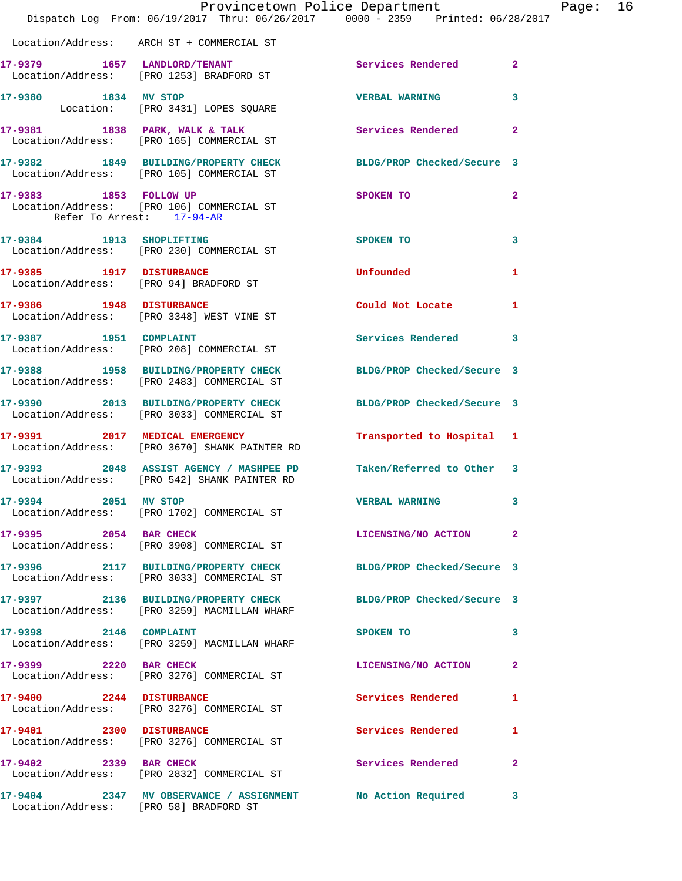Location/Address: ARCH ST + COMMERCIAL ST

**17-9379** 1657 **LANDLORD/TENANT** Services Rendered 2
Location/Address: [PRO 1253] BRADFORD ST

**17-9380** 1834 **MV STOP** VERBAL WARNING 3
Location: [PRO 3431] LOPES SQUARE

**17-9381** 1838 **PARK, WALK & TALK** Services Rendered 2
Location/Address: [PRO 165] COMMERCIAL ST

**17-9382** 1849 **BUILDING/PROPERTY CHECK** BLDG/PROP Checked/Secure 3
Location/Address: [PRO 105] COMMERCIAL ST

**17-9383** 1853 **FOLLOW UP** SPOKEN TO 2
Location/Address: [PRO 106] COMMERCIAL ST
Refer To Arrest: 17-94-AR

**17-9384** 1913 **SHOPLIFTING** SPOKEN TO 3
Location/Address: [PRO 230] COMMERCIAL ST

**17-9385** 1917 **DISTURBANCE** Unfounded 1
Location/Address: [PRO 94] BRADFORD ST

**17-9386** 1948 **DISTURBANCE** Could Not Locate 1
Location/Address: [PRO 3348] WEST VINE ST

**17-9387** 1951 **COMPLAINT** Services Rendered 3
Location/Address: [PRO 208] COMMERCIAL ST

**17-9388** 1958 **BUILDING/PROPERTY CHECK** BLDG/PROP Checked/Secure 3
Location/Address: [PRO 2483] COMMERCIAL ST

**17-9390** 2013 **BUILDING/PROPERTY CHECK** BLDG/PROP Checked/Secure 3
Location/Address: [PRO 3033] COMMERCIAL ST

**17-9391** 2017 **MEDICAL EMERGENCY** Transported to Hospital 1
Location/Address: [PRO 3670] SHANK PAINTER RD

**17-9393** 2048 **ASSIST AGENCY / MASHPEE PD** Taken/Referred to Other 3
Location/Address: [PRO 542] SHANK PAINTER RD

**17-9394** 2051 **MV STOP** VERBAL WARNING 3
Location/Address: [PRO 1702] COMMERCIAL ST

**17-9395** 2054 **BAR CHECK** LICENSING/NO ACTION 2
Location/Address: [PRO 3908] COMMERCIAL ST

**17-9396** 2117 **BUILDING/PROPERTY CHECK** BLDG/PROP Checked/Secure 3
Location/Address: [PRO 3033] COMMERCIAL ST

**17-9397** 2136 **BUILDING/PROPERTY CHECK** BLDG/PROP Checked/Secure 3
Location/Address: [PRO 3259] MACMILLAN WHARF

**17-9398** 2146 **COMPLAINT** SPOKEN TO 3
Location/Address: [PRO 3259] MACMILLAN WHARF

**17-9399** 2220 **BAR CHECK** LICENSING/NO ACTION 2
Location/Address: [PRO 3276] COMMERCIAL ST

**17-9400** 2244 **DISTURBANCE** Services Rendered 1
Location/Address: [PRO 3276] COMMERCIAL ST

**17-9401** 2300 **DISTURBANCE** Services Rendered 1
Location/Address: [PRO 3276] COMMERCIAL ST

**17-9402** 2339 **BAR CHECK** Services Rendered 2
Location/Address: [PRO 2832] COMMERCIAL ST

**17-9404** 2347 **MV OBSERVANCE / ASSIGNMENT** No Action Required 3
Location/Address: [PRO 58] BRADFORD ST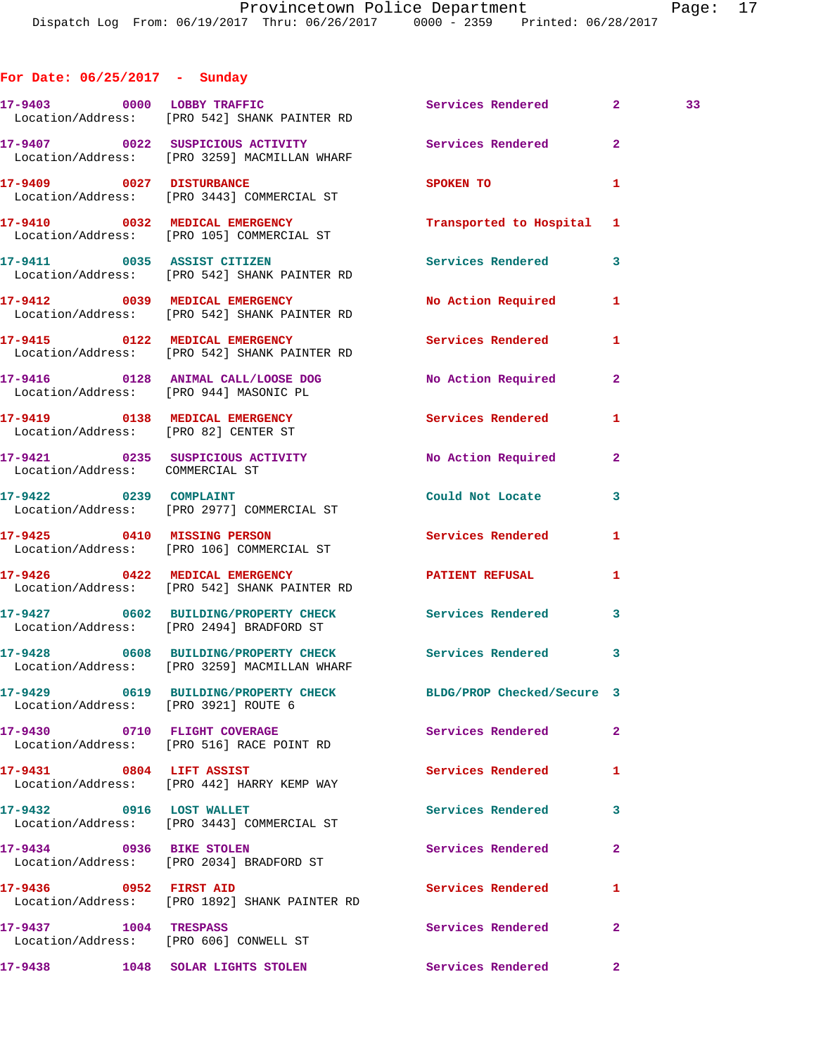**For Date: 06/25/2017 - Sunday**

| Call Number | Time | Call Reason | Action | Priority | |
|---|---|---|---|---|---|
| 17-9403 | 0000 | LOBBY TRAFFIC | Services Rendered | 2 | 33 |
| Location/Address: | | [PRO 542] SHANK PAINTER RD | | | |
| 17-9407 | 0022 | SUSPICIOUS ACTIVITY | Services Rendered | 2 | |
| Location/Address: | | [PRO 3259] MACMILLAN WHARF | | | |
| 17-9409 | 0027 | DISTURBANCE | SPOKEN TO | 1 | |
| Location/Address: | | [PRO 3443] COMMERCIAL ST | | | |
| 17-9410 | 0032 | MEDICAL EMERGENCY | Transported to Hospital | 1 | |
| Location/Address: | | [PRO 105] COMMERCIAL ST | | | |
| 17-9411 | 0035 | ASSIST CITIZEN | Services Rendered | 3 | |
| Location/Address: | | [PRO 542] SHANK PAINTER RD | | | |
| 17-9412 | 0039 | MEDICAL EMERGENCY | No Action Required | 1 | |
| Location/Address: | | [PRO 542] SHANK PAINTER RD | | | |
| 17-9415 | 0122 | MEDICAL EMERGENCY | Services Rendered | 1 | |
| Location/Address: | | [PRO 542] SHANK PAINTER RD | | | |
| 17-9416 | 0128 | ANIMAL CALL/LOOSE DOG | No Action Required | 2 | |
| Location/Address: | | [PRO 944] MASONIC PL | | | |
| 17-9419 | 0138 | MEDICAL EMERGENCY | Services Rendered | 1 | |
| Location/Address: | | [PRO 82] CENTER ST | | | |
| 17-9421 | 0235 | SUSPICIOUS ACTIVITY | No Action Required | 2 | |
| Location/Address: | | COMMERCIAL ST | | | |
| 17-9422 | 0239 | COMPLAINT | Could Not Locate | 3 | |
| Location/Address: | | [PRO 2977] COMMERCIAL ST | | | |
| 17-9425 | 0410 | MISSING PERSON | Services Rendered | 1 | |
| Location/Address: | | [PRO 106] COMMERCIAL ST | | | |
| 17-9426 | 0422 | MEDICAL EMERGENCY | PATIENT REFUSAL | 1 | |
| Location/Address: | | [PRO 542] SHANK PAINTER RD | | | |
| 17-9427 | 0602 | BUILDING/PROPERTY CHECK | Services Rendered | 3 | |
| Location/Address: | | [PRO 2494] BRADFORD ST | | | |
| 17-9428 | 0608 | BUILDING/PROPERTY CHECK | Services Rendered | 3 | |
| Location/Address: | | [PRO 3259] MACMILLAN WHARF | | | |
| 17-9429 | 0619 | BUILDING/PROPERTY CHECK | BLDG/PROP Checked/Secure | 3 | |
| Location/Address: | | [PRO 3921] ROUTE 6 | | | |
| 17-9430 | 0710 | FLIGHT COVERAGE | Services Rendered | 2 | |
| Location/Address: | | [PRO 516] RACE POINT RD | | | |
| 17-9431 | 0804 | LIFT ASSIST | Services Rendered | 1 | |
| Location/Address: | | [PRO 442] HARRY KEMP WAY | | | |
| 17-9432 | 0916 | LOST WALLET | Services Rendered | 3 | |
| Location/Address: | | [PRO 3443] COMMERCIAL ST | | | |
| 17-9434 | 0936 | BIKE STOLEN | Services Rendered | 2 | |
| Location/Address: | | [PRO 2034] BRADFORD ST | | | |
| 17-9436 | 0952 | FIRST AID | Services Rendered | 1 | |
| Location/Address: | | [PRO 1892] SHANK PAINTER RD | | | |
| 17-9437 | 1004 | TRESPASS | Services Rendered | 2 | |
| Location/Address: | | [PRO 606] CONWELL ST | | | |
| 17-9438 | 1048 | SOLAR LIGHTS STOLEN | Services Rendered | 2 | |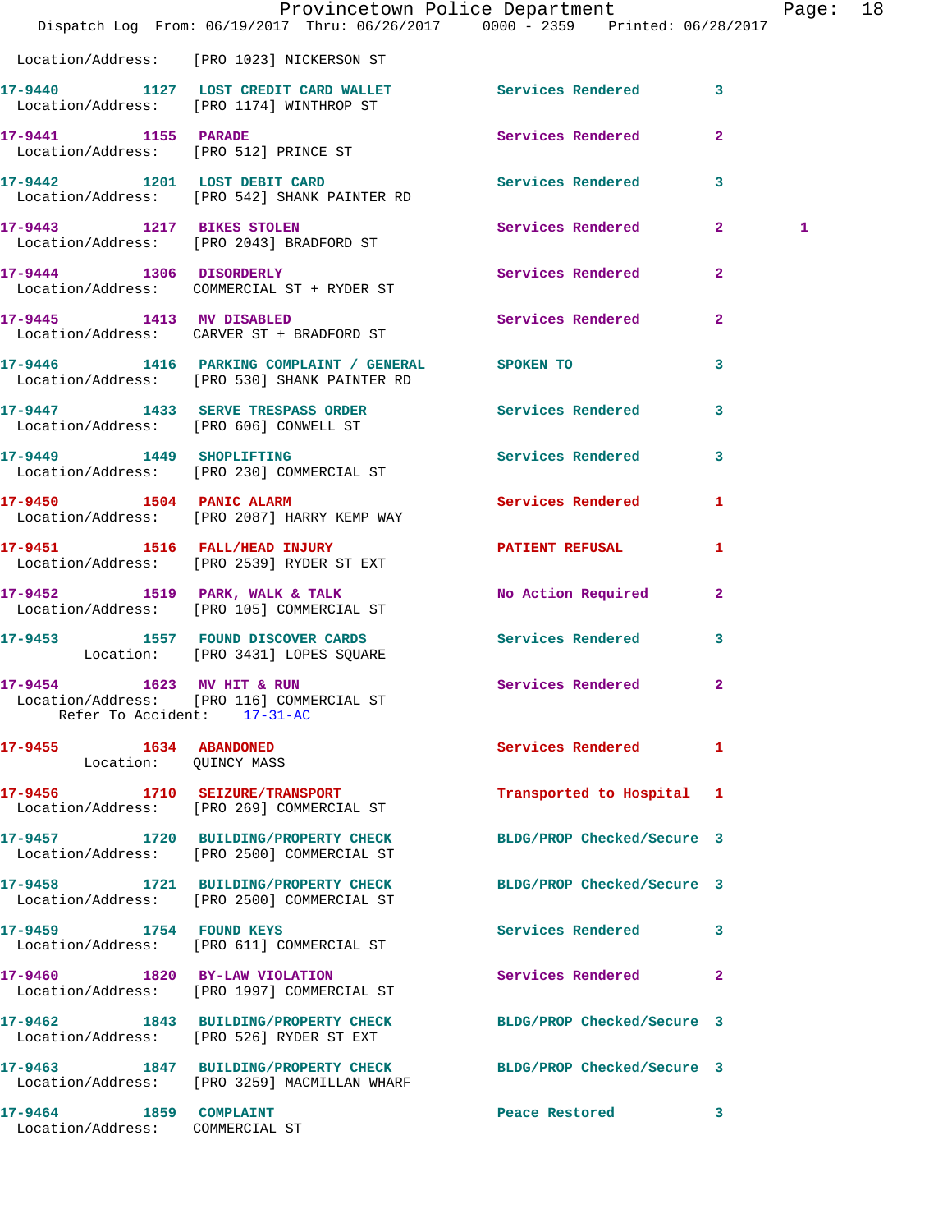Location/Address: [PRO 1023] NICKERSON ST

17-9440 1127 LOST CREDIT CARD WALLET Services Rendered 3
Location/Address: [PRO 1174] WINTHROP ST

17-9441 1155 PARADE Services Rendered 2
Location/Address: [PRO 512] PRINCE ST

17-9442 1201 LOST DEBIT CARD Services Rendered 3
Location/Address: [PRO 542] SHANK PAINTER RD

17-9443 1217 BIKES STOLEN Services Rendered 2 1
Location/Address: [PRO 2043] BRADFORD ST

17-9444 1306 DISORDERLY Services Rendered 2
Location/Address: COMMERCIAL ST + RYDER ST

17-9445 1413 MV DISABLED Services Rendered 2
Location/Address: CARVER ST + BRADFORD ST

17-9446 1416 PARKING COMPLAINT / GENERAL SPOKEN TO 3
Location/Address: [PRO 530] SHANK PAINTER RD

17-9447 1433 SERVE TRESPASS ORDER Services Rendered 3
Location/Address: [PRO 606] CONWELL ST

17-9449 1449 SHOPLIFTING Services Rendered 3
Location/Address: [PRO 230] COMMERCIAL ST

17-9450 1504 PANIC ALARM Services Rendered 1
Location/Address: [PRO 2087] HARRY KEMP WAY

17-9451 1516 FALL/HEAD INJURY PATIENT REFUSAL 1
Location/Address: [PRO 2539] RYDER ST EXT

17-9452 1519 PARK, WALK & TALK No Action Required 2
Location/Address: [PRO 105] COMMERCIAL ST

17-9453 1557 FOUND DISCOVER CARDS Services Rendered 3
Location: [PRO 3431] LOPES SQUARE

17-9454 1623 MV HIT & RUN Services Rendered 2
Location/Address: [PRO 116] COMMERCIAL ST
Refer To Accident: 17-31-AC

17-9455 1634 ABANDONED Services Rendered 1
Location: QUINCY MASS

17-9456 1710 SEIZURE/TRANSPORT Transported to Hospital 1
Location/Address: [PRO 269] COMMERCIAL ST

17-9457 1720 BUILDING/PROPERTY CHECK BLDG/PROP Checked/Secure 3
Location/Address: [PRO 2500] COMMERCIAL ST

17-9458 1721 BUILDING/PROPERTY CHECK BLDG/PROP Checked/Secure 3
Location/Address: [PRO 2500] COMMERCIAL ST

17-9459 1754 FOUND KEYS Services Rendered 3
Location/Address: [PRO 611] COMMERCIAL ST

17-9460 1820 BY-LAW VIOLATION Services Rendered 2
Location/Address: [PRO 1997] COMMERCIAL ST

17-9462 1843 BUILDING/PROPERTY CHECK BLDG/PROP Checked/Secure 3
Location/Address: [PRO 526] RYDER ST EXT

17-9463 1847 BUILDING/PROPERTY CHECK BLDG/PROP Checked/Secure 3
Location/Address: [PRO 3259] MACMILLAN WHARF

17-9464 1859 COMPLAINT Peace Restored 3
Location/Address: COMMERCIAL ST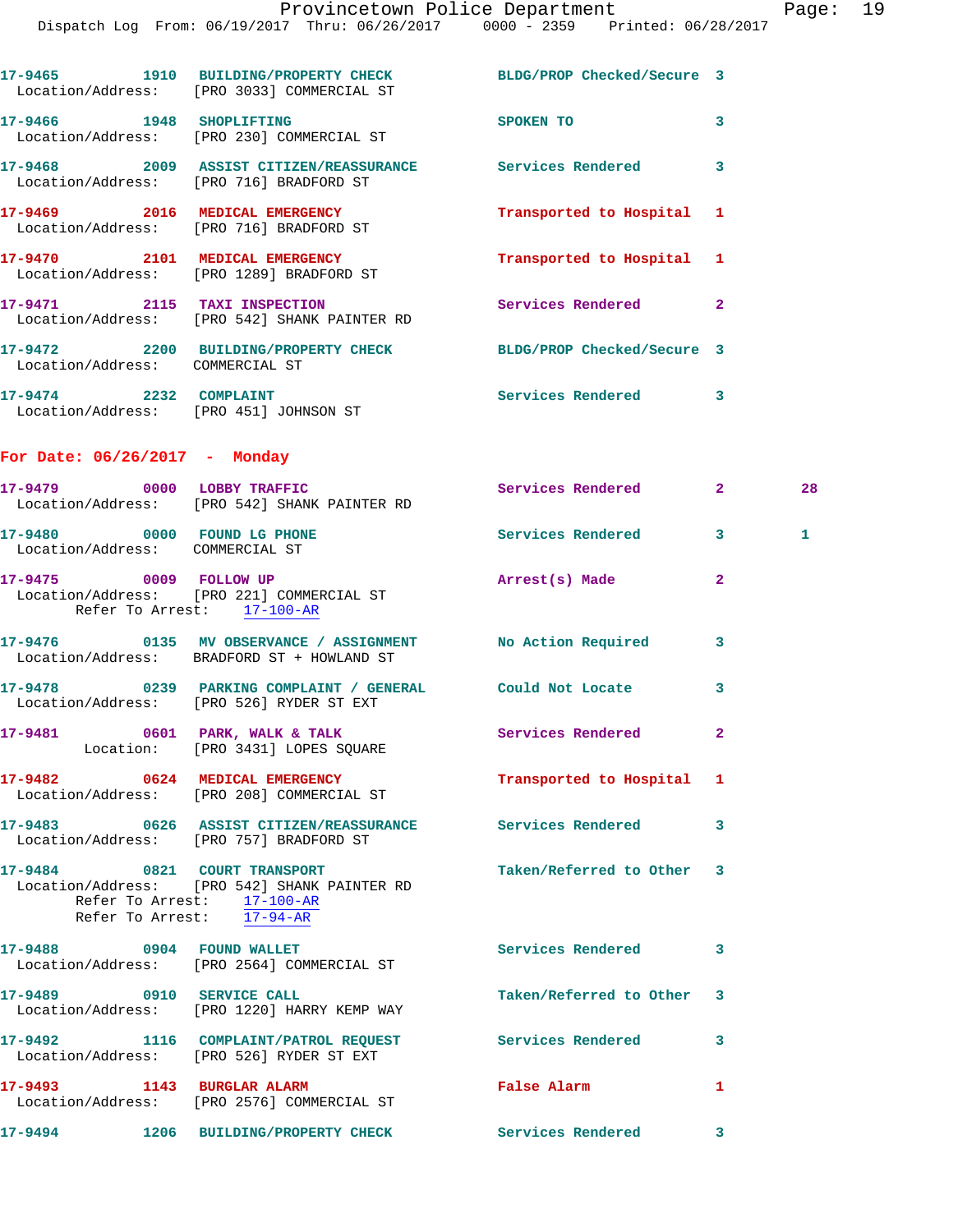17-9465 1910 BUILDING/PROPERTY CHECK BLDG/PROP Checked/Secure 3
Location/Address: [PRO 3033] COMMERCIAL ST

17-9466 1948 SHOPLIFTING SPOKEN TO 3
Location/Address: [PRO 230] COMMERCIAL ST

17-9468 2009 ASSIST CITIZEN/REASSURANCE Services Rendered 3
Location/Address: [PRO 716] BRADFORD ST

17-9469 2016 MEDICAL EMERGENCY Transported to Hospital 1
Location/Address: [PRO 716] BRADFORD ST

17-9470 2101 MEDICAL EMERGENCY Transported to Hospital 1
Location/Address: [PRO 1289] BRADFORD ST

17-9471 2115 TAXI INSPECTION Services Rendered 2
Location/Address: [PRO 542] SHANK PAINTER RD

17-9472 2200 BUILDING/PROPERTY CHECK BLDG/PROP Checked/Secure 3
Location/Address: COMMERCIAL ST

17-9474 2232 COMPLAINT Services Rendered 3
Location/Address: [PRO 451] JOHNSON ST

## For Date: 06/26/2017 - Monday

17-9479 0000 LOBBY TRAFFIC Services Rendered 2 28
Location/Address: [PRO 542] SHANK PAINTER RD

17-9480 0000 FOUND LG PHONE Services Rendered 3 1
Location/Address: COMMERCIAL ST

17-9475 0009 FOLLOW UP Arrest(s) Made 2
Location/Address: [PRO 221] COMMERCIAL ST
Refer To Arrest: 17-100-AR

17-9476 0135 MV OBSERVANCE / ASSIGNMENT No Action Required 3
Location/Address: BRADFORD ST + HOWLAND ST

17-9478 0239 PARKING COMPLAINT / GENERAL Could Not Locate 3
Location/Address: [PRO 526] RYDER ST EXT

17-9481 0601 PARK, WALK & TALK Services Rendered 2
Location: [PRO 3431] LOPES SQUARE

17-9482 0624 MEDICAL EMERGENCY Transported to Hospital 1
Location/Address: [PRO 208] COMMERCIAL ST

17-9483 0626 ASSIST CITIZEN/REASSURANCE Services Rendered 3
Location/Address: [PRO 757] BRADFORD ST

17-9484 0821 COURT TRANSPORT Taken/Referred to Other 3
Location/Address: [PRO 542] SHANK PAINTER RD
Refer To Arrest: 17-100-AR
Refer To Arrest: 17-94-AR

17-9488 0904 FOUND WALLET Services Rendered 3
Location/Address: [PRO 2564] COMMERCIAL ST

17-9489 0910 SERVICE CALL Taken/Referred to Other 3
Location/Address: [PRO 1220] HARRY KEMP WAY

17-9492 1116 COMPLAINT/PATROL REQUEST Services Rendered 3
Location/Address: [PRO 526] RYDER ST EXT

17-9493 1143 BURGLAR ALARM False Alarm 1
Location/Address: [PRO 2576] COMMERCIAL ST

17-9494 1206 BUILDING/PROPERTY CHECK Services Rendered 3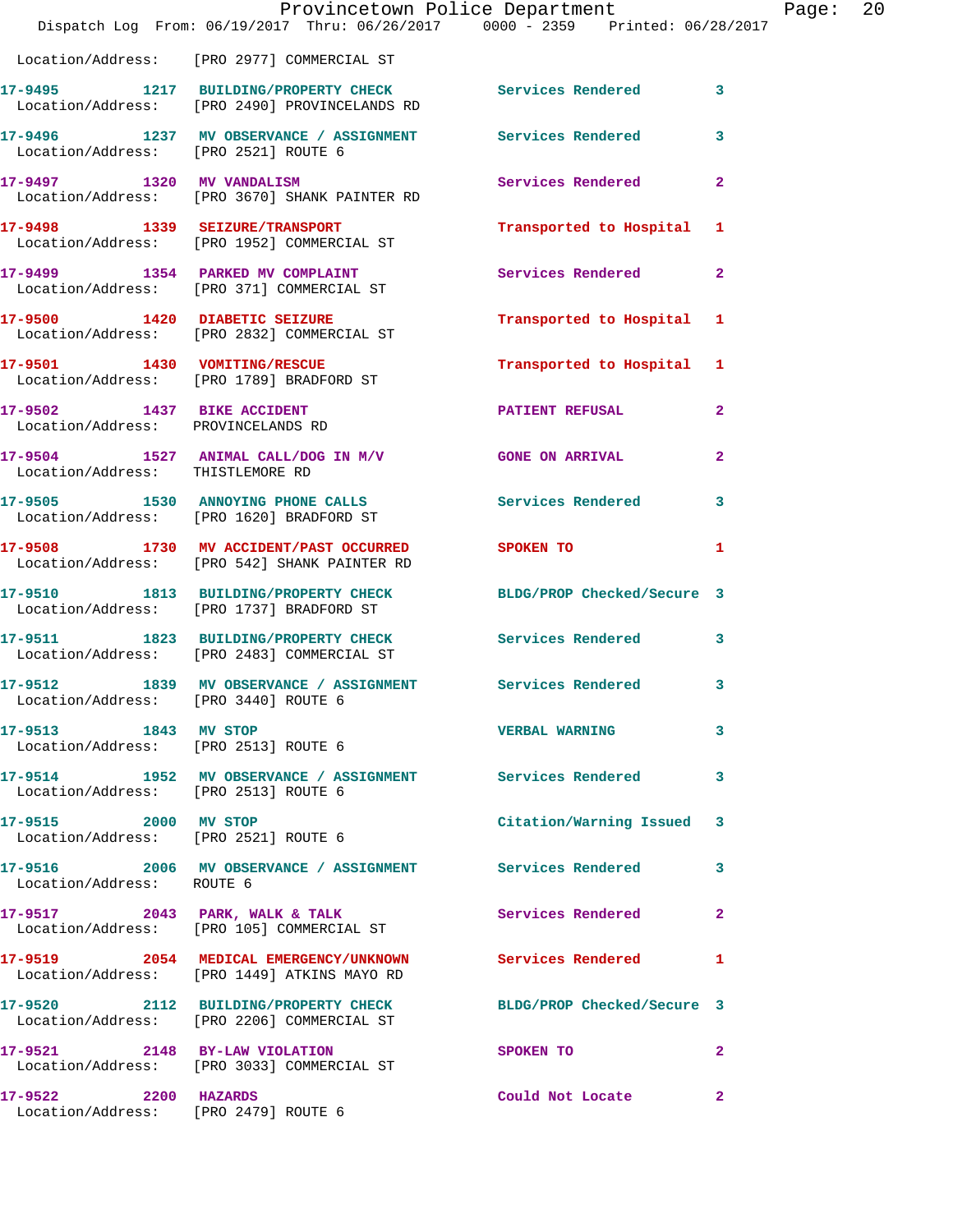Location/Address: [PRO 2977] COMMERCIAL ST

| | | | | |
|---|---|---|---|---|
| 17-9495 | 1217 | BUILDING/PROPERTY CHECK | Services Rendered | 3 |
| Location/Address: | | [PRO 2490] PROVINCELANDS RD | | |
| 17-9496 | 1237 | MV OBSERVANCE / ASSIGNMENT | Services Rendered | 3 |
| Location/Address: | | [PRO 2521] ROUTE 6 | | |
| 17-9497 | 1320 | MV VANDALISM | Services Rendered | 2 |
| Location/Address: | | [PRO 3670] SHANK PAINTER RD | | |
| 17-9498 | 1339 | SEIZURE/TRANSPORT | Transported to Hospital | 1 |
| Location/Address: | | [PRO 1952] COMMERCIAL ST | | |
| 17-9499 | 1354 | PARKED MV COMPLAINT | Services Rendered | 2 |
| Location/Address: | | [PRO 371] COMMERCIAL ST | | |
| 17-9500 | 1420 | DIABETIC SEIZURE | Transported to Hospital | 1 |
| Location/Address: | | [PRO 2832] COMMERCIAL ST | | |
| 17-9501 | 1430 | VOMITING/RESCUE | Transported to Hospital | 1 |
| Location/Address: | | [PRO 1789] BRADFORD ST | | |
| 17-9502 | 1437 | BIKE ACCIDENT | PATIENT REFUSAL | 2 |
| Location/Address: | | PROVINCELANDS RD | | |
| 17-9504 | 1527 | ANIMAL CALL/DOG IN M/V | GONE ON ARRIVAL | 2 |
| Location/Address: | | THISTLEMORE RD | | |
| 17-9505 | 1530 | ANNOYING PHONE CALLS | Services Rendered | 3 |
| Location/Address: | | [PRO 1620] BRADFORD ST | | |
| 17-9508 | 1730 | MV ACCIDENT/PAST OCCURRED | SPOKEN TO | 1 |
| Location/Address: | | [PRO 542] SHANK PAINTER RD | | |
| 17-9510 | 1813 | BUILDING/PROPERTY CHECK | BLDG/PROP Checked/Secure | 3 |
| Location/Address: | | [PRO 1737] BRADFORD ST | | |
| 17-9511 | 1823 | BUILDING/PROPERTY CHECK | Services Rendered | 3 |
| Location/Address: | | [PRO 2483] COMMERCIAL ST | | |
| 17-9512 | 1839 | MV OBSERVANCE / ASSIGNMENT | Services Rendered | 3 |
| Location/Address: | | [PRO 3440] ROUTE 6 | | |
| 17-9513 | 1843 | MV STOP | VERBAL WARNING | 3 |
| Location/Address: | | [PRO 2513] ROUTE 6 | | |
| 17-9514 | 1952 | MV OBSERVANCE / ASSIGNMENT | Services Rendered | 3 |
| Location/Address: | | [PRO 2513] ROUTE 6 | | |
| 17-9515 | 2000 | MV STOP | Citation/Warning Issued | 3 |
| Location/Address: | | [PRO 2521] ROUTE 6 | | |
| 17-9516 | 2006 | MV OBSERVANCE / ASSIGNMENT | Services Rendered | 3 |
| Location/Address: | | ROUTE 6 | | |
| 17-9517 | 2043 | PARK, WALK & TALK | Services Rendered | 2 |
| Location/Address: | | [PRO 105] COMMERCIAL ST | | |
| 17-9519 | 2054 | MEDICAL EMERGENCY/UNKNOWN | Services Rendered | 1 |
| Location/Address: | | [PRO 1449] ATKINS MAYO RD | | |
| 17-9520 | 2112 | BUILDING/PROPERTY CHECK | BLDG/PROP Checked/Secure | 3 |
| Location/Address: | | [PRO 2206] COMMERCIAL ST | | |
| 17-9521 | 2148 | BY-LAW VIOLATION | SPOKEN TO | 2 |
| Location/Address: | | [PRO 3033] COMMERCIAL ST | | |
| 17-9522 | 2200 | HAZARDS | Could Not Locate | 2 |
| Location/Address: | | [PRO 2479] ROUTE 6 | | |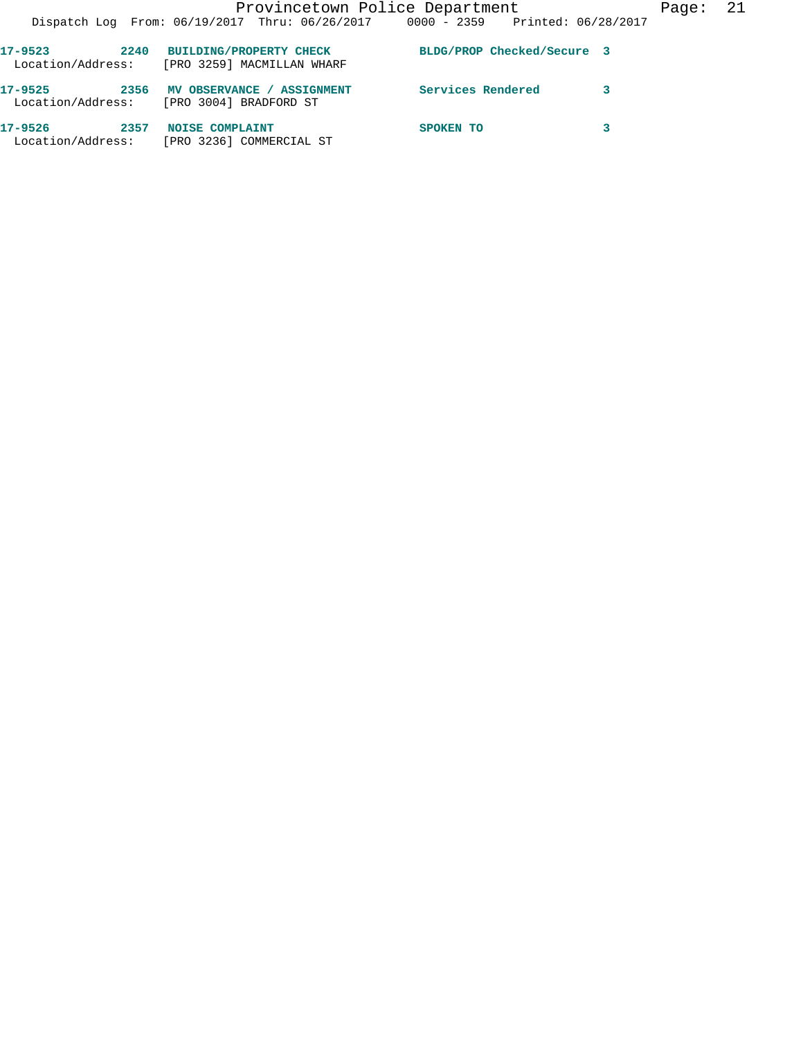17-9523 2240 BUILDING/PROPERTY CHECK BLDG/PROP Checked/Secure 3
Location/Address: [PRO 3259] MACMILLAN WHARF

17-9525 2356 MV OBSERVANCE / ASSIGNMENT Services Rendered 3
Location/Address: [PRO 3004] BRADFORD ST

17-9526 2357 NOISE COMPLAINT SPOKEN TO 3
Location/Address: [PRO 3236] COMMERCIAL ST